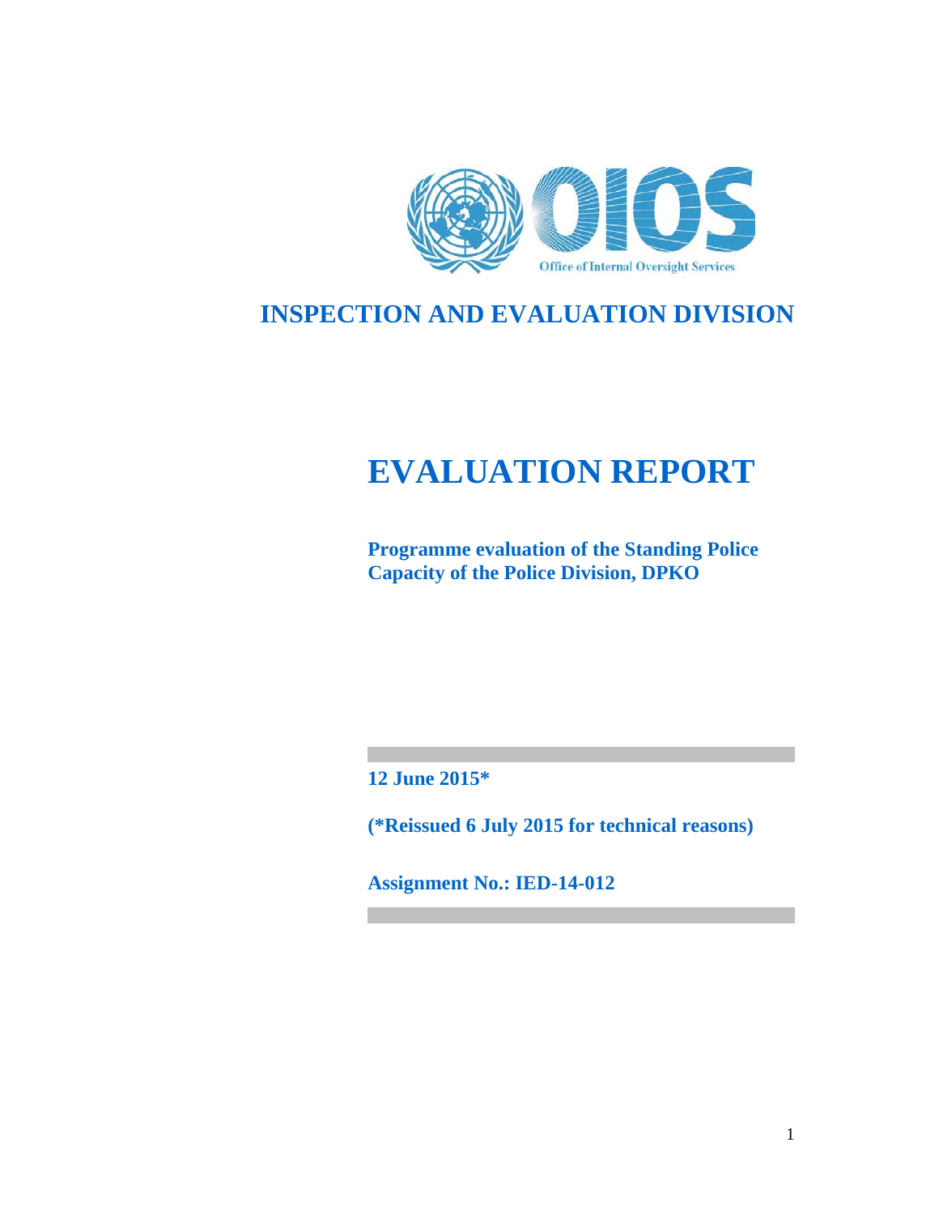Office of Internal Oversight Services

# INSPECTION AND EVALUATION DIVISION

# EVALUATION REPORT

**Programme evaluation of the Standing Police Capacity of the Police Division, DPKO**

**12 June 2015***

**(*Reissued 6 July 2015 for technical reasons)**

**Assignment No.: IED-14-012**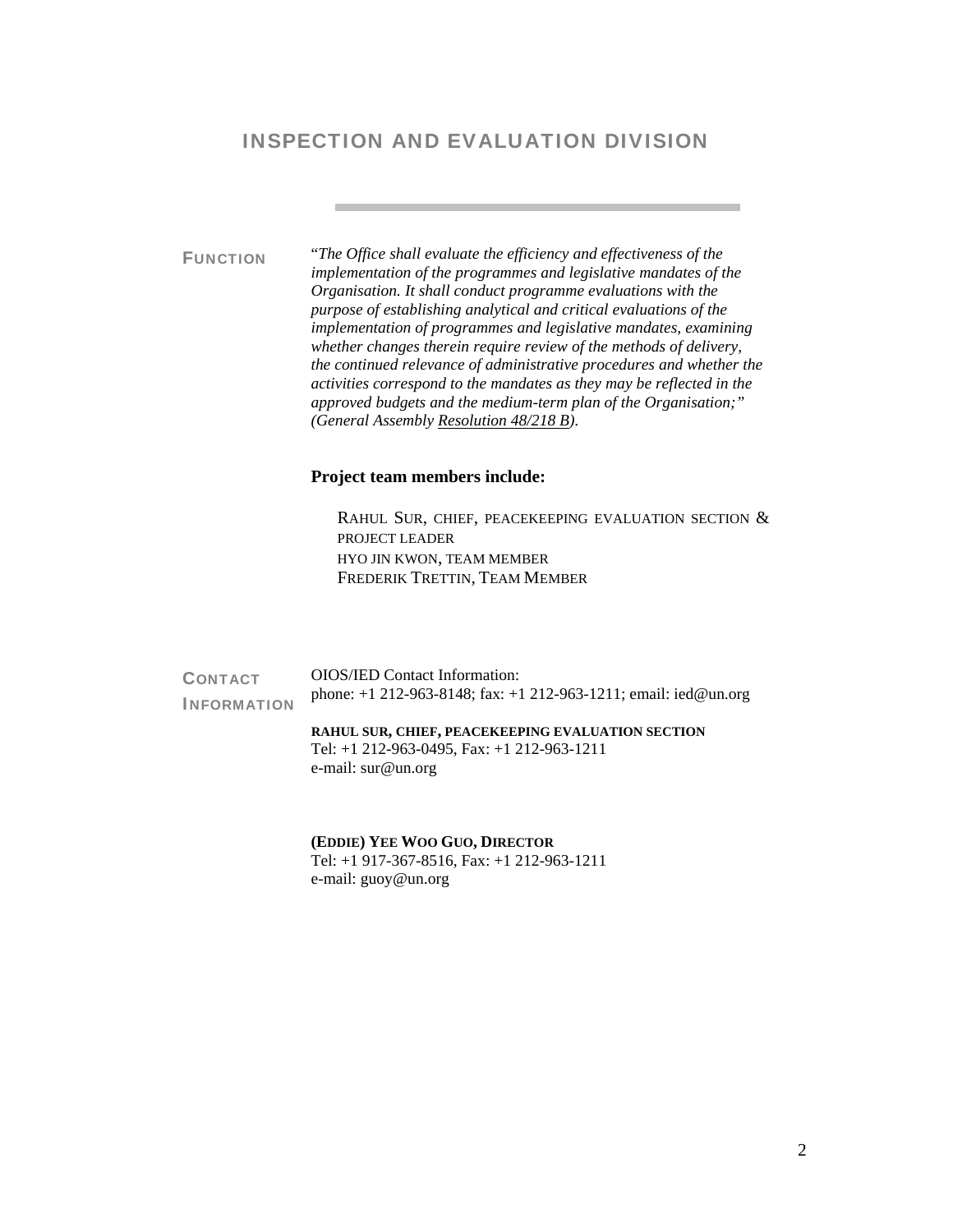# INSPECTION AND EVALUATION DIVISION

**FUNCTION**

"*The Office shall evaluate the efficiency and effectiveness of the implementation of the programmes and legislative mandates of the Organisation. It shall conduct programme evaluations with the purpose of establishing analytical and critical evaluations of the implementation of programmes and legislative mandates, examining whether changes therein require review of the methods of delivery, the continued relevance of administrative procedures and whether the activities correspond to the mandates as they may be reflected in the approved budgets and the medium-term plan of the Organisation;" (General Assembly Resolution 48/218 B).*

**Project team members include:**

RAHUL SUR, CHIEF, PEACEKEEPING EVALUATION SECTION & PROJECT LEADER
HYO JIN KWON, TEAM MEMBER
FREDERIK TRETTIN, TEAM MEMBER

**CONTACT INFORMATION**

OIOS/IED Contact Information:
phone: +1 212-963-8148; fax: +1 212-963-1211; email: ied@un.org

**RAHUL SUR, CHIEF, PEACEKEEPING EVALUATION SECTION**
Tel: +1 212-963-0495, Fax: +1 212-963-1211
e-mail: sur@un.org

**(EDDIE) YEE WOO GUO, DIRECTOR**
Tel: +1 917-367-8516, Fax: +1 212-963-1211
e-mail: guoy@un.org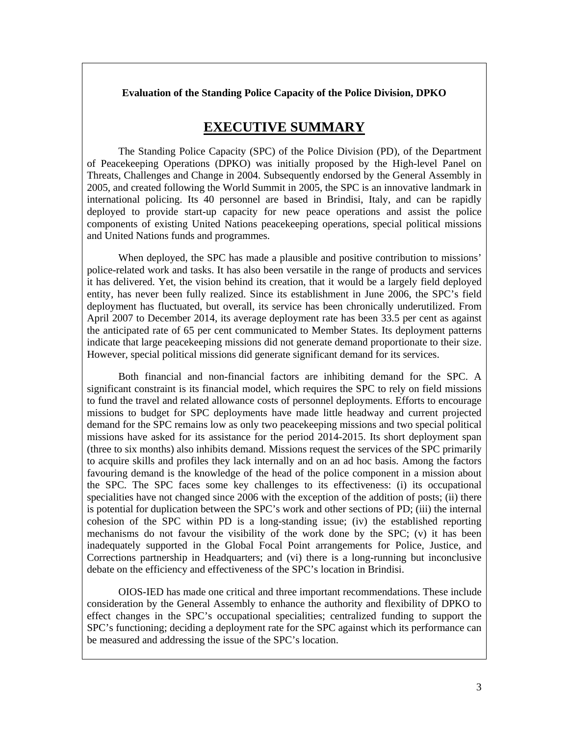**Evaluation of the Standing Police Capacity of the Police Division, DPKO**

# EXECUTIVE SUMMARY

The Standing Police Capacity (SPC) of the Police Division (PD), of the Department of Peacekeeping Operations (DPKO) was initially proposed by the High-level Panel on Threats, Challenges and Change in 2004. Subsequently endorsed by the General Assembly in 2005, and created following the World Summit in 2005, the SPC is an innovative landmark in international policing. Its 40 personnel are based in Brindisi, Italy, and can be rapidly deployed to provide start-up capacity for new peace operations and assist the police components of existing United Nations peacekeeping operations, special political missions and United Nations funds and programmes.

When deployed, the SPC has made a plausible and positive contribution to missions' police-related work and tasks. It has also been versatile in the range of products and services it has delivered. Yet, the vision behind its creation, that it would be a largely field deployed entity, has never been fully realized. Since its establishment in June 2006, the SPC's field deployment has fluctuated, but overall, its service has been chronically underutilized. From April 2007 to December 2014, its average deployment rate has been 33.5 per cent as against the anticipated rate of 65 per cent communicated to Member States. Its deployment patterns indicate that large peacekeeping missions did not generate demand proportionate to their size. However, special political missions did generate significant demand for its services.

Both financial and non-financial factors are inhibiting demand for the SPC. A significant constraint is its financial model, which requires the SPC to rely on field missions to fund the travel and related allowance costs of personnel deployments. Efforts to encourage missions to budget for SPC deployments have made little headway and current projected demand for the SPC remains low as only two peacekeeping missions and two special political missions have asked for its assistance for the period 2014-2015. Its short deployment span (three to six months) also inhibits demand. Missions request the services of the SPC primarily to acquire skills and profiles they lack internally and on an ad hoc basis. Among the factors favouring demand is the knowledge of the head of the police component in a mission about the SPC. The SPC faces some key challenges to its effectiveness: (i) its occupational specialities have not changed since 2006 with the exception of the addition of posts; (ii) there is potential for duplication between the SPC's work and other sections of PD; (iii) the internal cohesion of the SPC within PD is a long-standing issue; (iv) the established reporting mechanisms do not favour the visibility of the work done by the SPC; (v) it has been inadequately supported in the Global Focal Point arrangements for Police, Justice, and Corrections partnership in Headquarters; and (vi) there is a long-running but inconclusive debate on the efficiency and effectiveness of the SPC's location in Brindisi.

OIOS-IED has made one critical and three important recommendations. These include consideration by the General Assembly to enhance the authority and flexibility of DPKO to effect changes in the SPC's occupational specialities; centralized funding to support the SPC's functioning; deciding a deployment rate for the SPC against which its performance can be measured and addressing the issue of the SPC's location.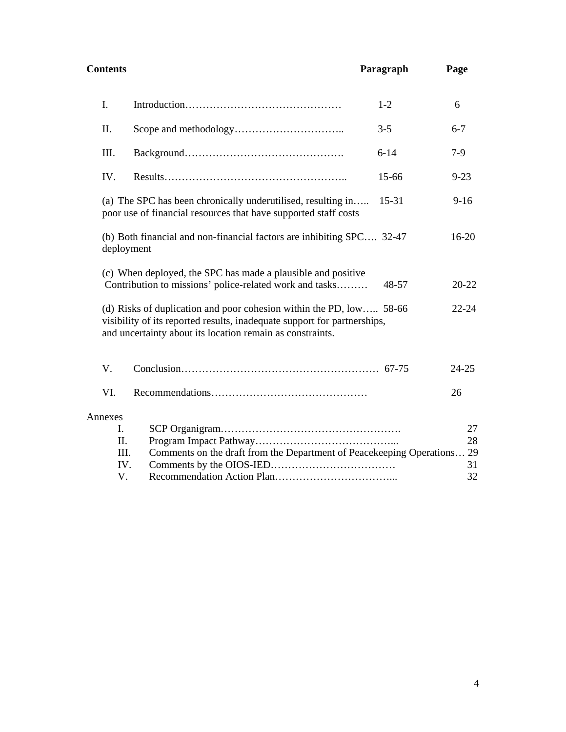| Contents | | Paragraph | Page |
|---|---|---|---|
| I. | Introduction | 1-2 | 6 |
| II. | Scope and methodology | 3-5 | 6-7 |
| III. | Background | 6-14 | 7-9 |
| IV. | Results | 15-66 | 9-23 |
| | (a) The SPC has been chronically underutilised, resulting in poor use of financial resources that have supported staff costs | 15-31 | 9-16 |
| | (b) Both financial and non-financial factors are inhibiting SPC deployment | 32-47 | 16-20 |
| | (c) When deployed, the SPC has made a plausible and positive Contribution to missions' police-related work and tasks | 48-57 | 20-22 |
| | (d) Risks of duplication and poor cohesion within the PD, low visibility of its reported results, inadequate support for partnerships, and uncertainty about its location remain as constraints. | 58-66 | 22-24 |
| V. | Conclusion | 67-75 | 24-25 |
| VI. | Recommendations | | 26 |

Annexes

| | | Page |
|---|---|---|
| I. | SCP Organigram | 27 |
| II. | Program Impact Pathway | 28 |
| III. | Comments on the draft from the Department of Peacekeeping Operations | 29 |
| IV. | Comments by the OIOS-IED | 31 |
| V. | Recommendation Action Plan | 32 |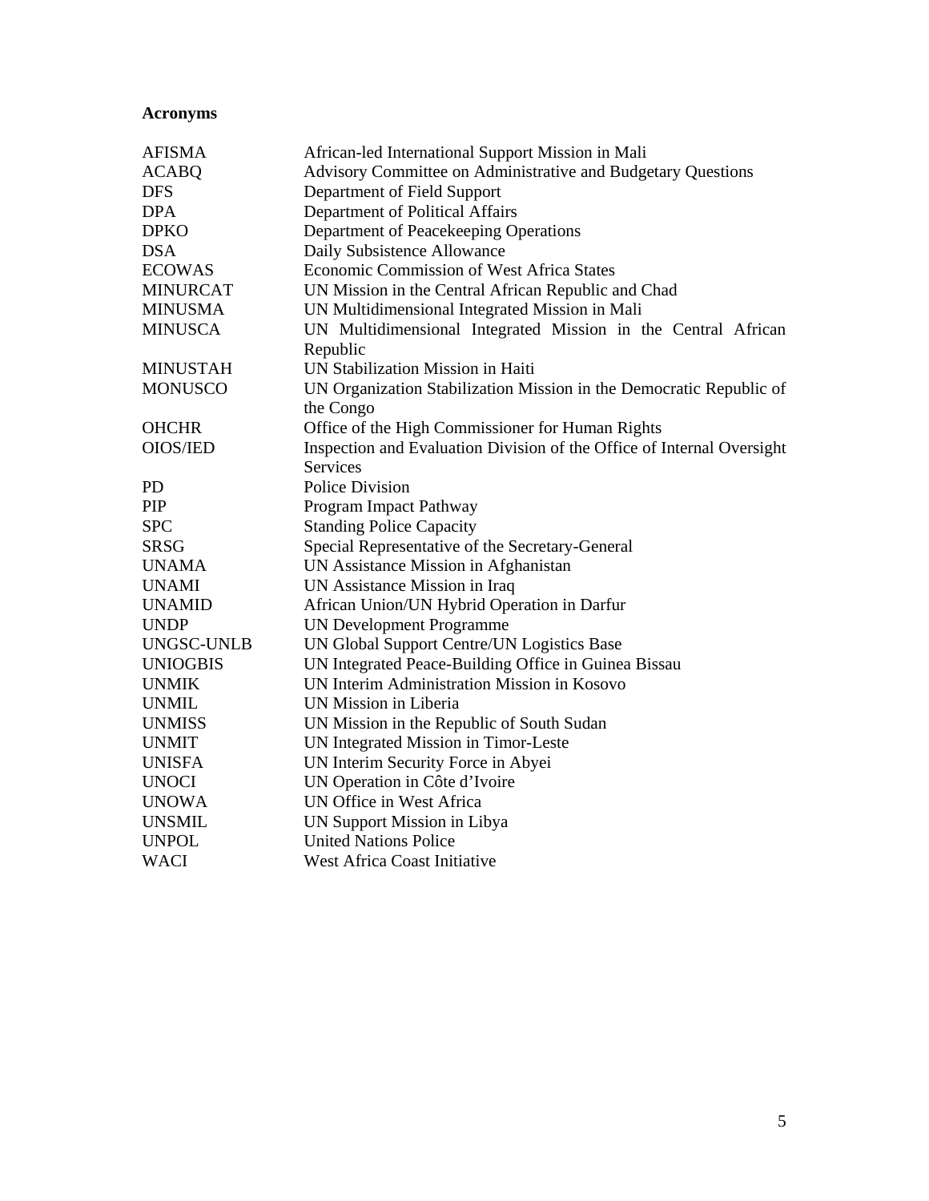**Acronyms**

| | |
|---|---|
| AFISMA | African-led International Support Mission in Mali |
| ACABQ | Advisory Committee on Administrative and Budgetary Questions |
| DFS | Department of Field Support |
| DPA | Department of Political Affairs |
| DPKO | Department of Peacekeeping Operations |
| DSA | Daily Subsistence Allowance |
| ECOWAS | Economic Commission of West Africa States |
| MINURCAT | UN Mission in the Central African Republic and Chad |
| MINUSMA | UN Multidimensional Integrated Mission in Mali |
| MINUSCA | UN Multidimensional Integrated Mission in the Central African Republic |
| MINUSTAH | UN Stabilization Mission in Haiti |
| MONUSCO | UN Organization Stabilization Mission in the Democratic Republic of the Congo |
| OHCHR | Office of the High Commissioner for Human Rights |
| OIOS/IED | Inspection and Evaluation Division of the Office of Internal Oversight Services |
| PD | Police Division |
| PIP | Program Impact Pathway |
| SPC | Standing Police Capacity |
| SRSG | Special Representative of the Secretary-General |
| UNAMA | UN Assistance Mission in Afghanistan |
| UNAMI | UN Assistance Mission in Iraq |
| UNAMID | African Union/UN Hybrid Operation in Darfur |
| UNDP | UN Development Programme |
| UNGSC-UNLB | UN Global Support Centre/UN Logistics Base |
| UNIOGBIS | UN Integrated Peace-Building Office in Guinea Bissau |
| UNMIK | UN Interim Administration Mission in Kosovo |
| UNMIL | UN Mission in Liberia |
| UNMISS | UN Mission in the Republic of South Sudan |
| UNMIT | UN Integrated Mission in Timor-Leste |
| UNISFA | UN Interim Security Force in Abyei |
| UNOCI | UN Operation in Côte d'Ivoire |
| UNOWA | UN Office in West Africa |
| UNSMIL | UN Support Mission in Libya |
| UNPOL | United Nations Police |
| WACI | West Africa Coast Initiative |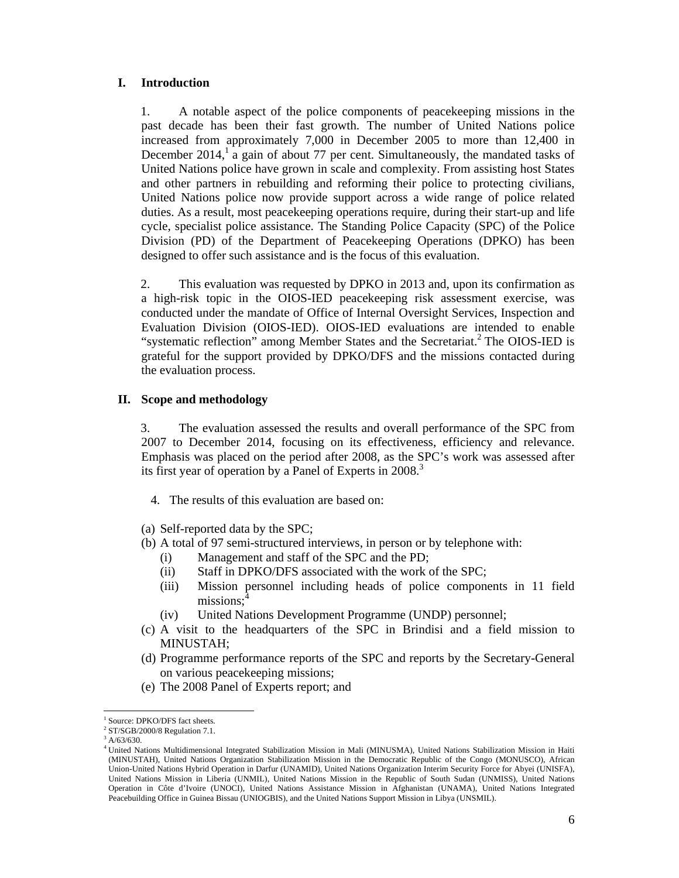## I. Introduction

1. A notable aspect of the police components of peacekeeping missions in the past decade has been their fast growth. The number of United Nations police increased from approximately 7,000 in December 2005 to more than 12,400 in December 2014,[1] a gain of about 77 per cent. Simultaneously, the mandated tasks of United Nations police have grown in scale and complexity. From assisting host States and other partners in rebuilding and reforming their police to protecting civilians, United Nations police now provide support across a wide range of police related duties. As a result, most peacekeeping operations require, during their start-up and life cycle, specialist police assistance. The Standing Police Capacity (SPC) of the Police Division (PD) of the Department of Peacekeeping Operations (DPKO) has been designed to offer such assistance and is the focus of this evaluation.

2. This evaluation was requested by DPKO in 2013 and, upon its confirmation as a high-risk topic in the OIOS-IED peacekeeping risk assessment exercise, was conducted under the mandate of Office of Internal Oversight Services, Inspection and Evaluation Division (OIOS-IED). OIOS-IED evaluations are intended to enable "systematic reflection" among Member States and the Secretariat.[2] The OIOS-IED is grateful for the support provided by DPKO/DFS and the missions contacted during the evaluation process.

## II. Scope and methodology

3. The evaluation assessed the results and overall performance of the SPC from 2007 to December 2014, focusing on its effectiveness, efficiency and relevance. Emphasis was placed on the period after 2008, as the SPC's work was assessed after its first year of operation by a Panel of Experts in 2008.[3]

4. The results of this evaluation are based on:

(a) Self-reported data by the SPC;
(b) A total of 97 semi-structured interviews, in person or by telephone with:
  (i) Management and staff of the SPC and the PD;
  (ii) Staff in DPKO/DFS associated with the work of the SPC;
  (iii) Mission personnel including heads of police components in 11 field missions;[4]
  (iv) United Nations Development Programme (UNDP) personnel;
(c) A visit to the headquarters of the SPC in Brindisi and a field mission to MINUSTAH;
(d) Programme performance reports of the SPC and reports by the Secretary-General on various peacekeeping missions;
(e) The 2008 Panel of Experts report; and

---

[1] Source: DPKO/DFS fact sheets.
[2] ST/SGB/2000/8 Regulation 7.1.
[3] A/63/630.
[4] United Nations Multidimensional Integrated Stabilization Mission in Mali (MINUSMA), United Nations Stabilization Mission in Haiti (MINUSTAH), United Nations Organization Stabilization Mission in the Democratic Republic of the Congo (MONUSCO), African Union-United Nations Hybrid Operation in Darfur (UNAMID), United Nations Organization Interim Security Force for Abyei (UNISFA), United Nations Mission in Liberia (UNMIL), United Nations Mission in the Republic of South Sudan (UNMISS), United Nations Operation in Côte d'Ivoire (UNOCI), United Nations Assistance Mission in Afghanistan (UNAMA), United Nations Integrated Peacebuilding Office in Guinea Bissau (UNIOGBIS), and the United Nations Support Mission in Libya (UNSMIL).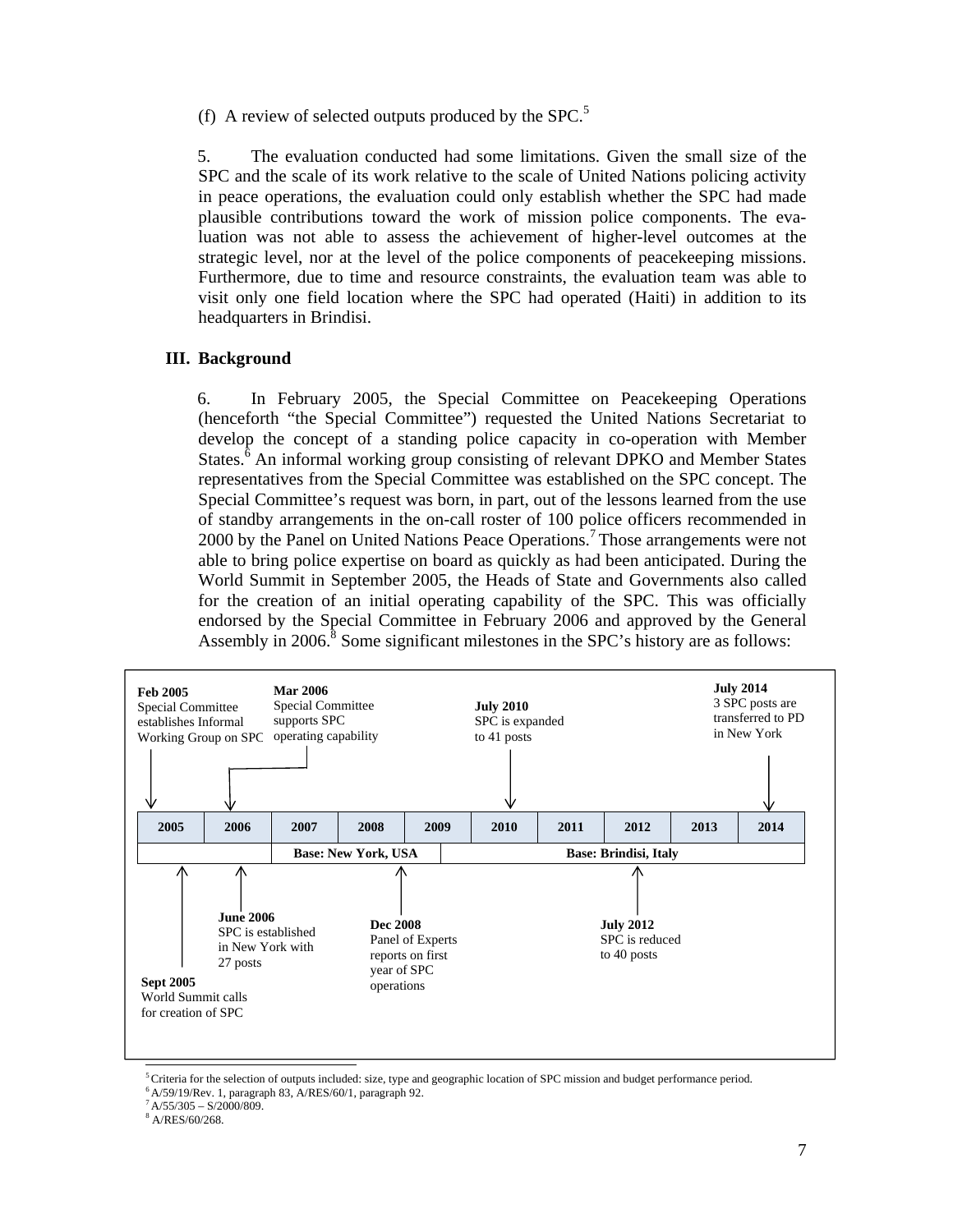(f) A review of selected outputs produced by the SPC.[5]

5. The evaluation conducted had some limitations. Given the small size of the SPC and the scale of its work relative to the scale of United Nations policing activity in peace operations, the evaluation could only establish whether the SPC had made plausible contributions toward the work of mission police components. The evaluation was not able to assess the achievement of higher-level outcomes at the strategic level, nor at the level of the police components of peacekeeping missions. Furthermore, due to time and resource constraints, the evaluation team was able to visit only one field location where the SPC had operated (Haiti) in addition to its headquarters in Brindisi.

## III. Background

6. In February 2005, the Special Committee on Peacekeeping Operations (henceforth "the Special Committee") requested the United Nations Secretariat to develop the concept of a standing police capacity in co-operation with Member States.[6] An informal working group consisting of relevant DPKO and Member States representatives from the Special Committee was established on the SPC concept. The Special Committee's request was born, in part, out of the lessons learned from the use of standby arrangements in the on-call roster of 100 police officers recommended in 2000 by the Panel on United Nations Peace Operations.[7] Those arrangements were not able to bring police expertise on board as quickly as had been anticipated. During the World Summit in September 2005, the Heads of State and Governments also called for the creation of an initial operating capability of the SPC. This was officially endorsed by the Special Committee in February 2006 and approved by the General Assembly in 2006.[8] Some significant milestones in the SPC's history are as follows:

| 2005 | 2006 | 2007 | 2008 | 2009 | 2010 | 2011 | 2012 | 2013 | 2014 |
|---|---|---|---|---|---|---|---|---|---|
| | | Base: New York, USA | | | Base: Brindisi, Italy | | | | |

- **Feb 2005** Special Committee establishes Informal Working Group on SPC
- **Sept 2005** World Summit calls for creation of SPC
- **Mar 2006** Special Committee supports SPC operating capability
- **June 2006** SPC is established in New York with 27 posts
- **Dec 2008** Panel of Experts reports on first year of SPC operations
- **July 2010** SPC is expanded to 41 posts
- **July 2012** SPC is reduced to 40 posts
- **July 2014** 3 SPC posts are transferred to PD in New York

---

[5] Criteria for the selection of outputs included: size, type and geographic location of SPC mission and budget performance period.

[6] A/59/19/Rev. 1, paragraph 83, A/RES/60/1, paragraph 92.

[7] A/55/305 – S/2000/809.

[8] A/RES/60/268.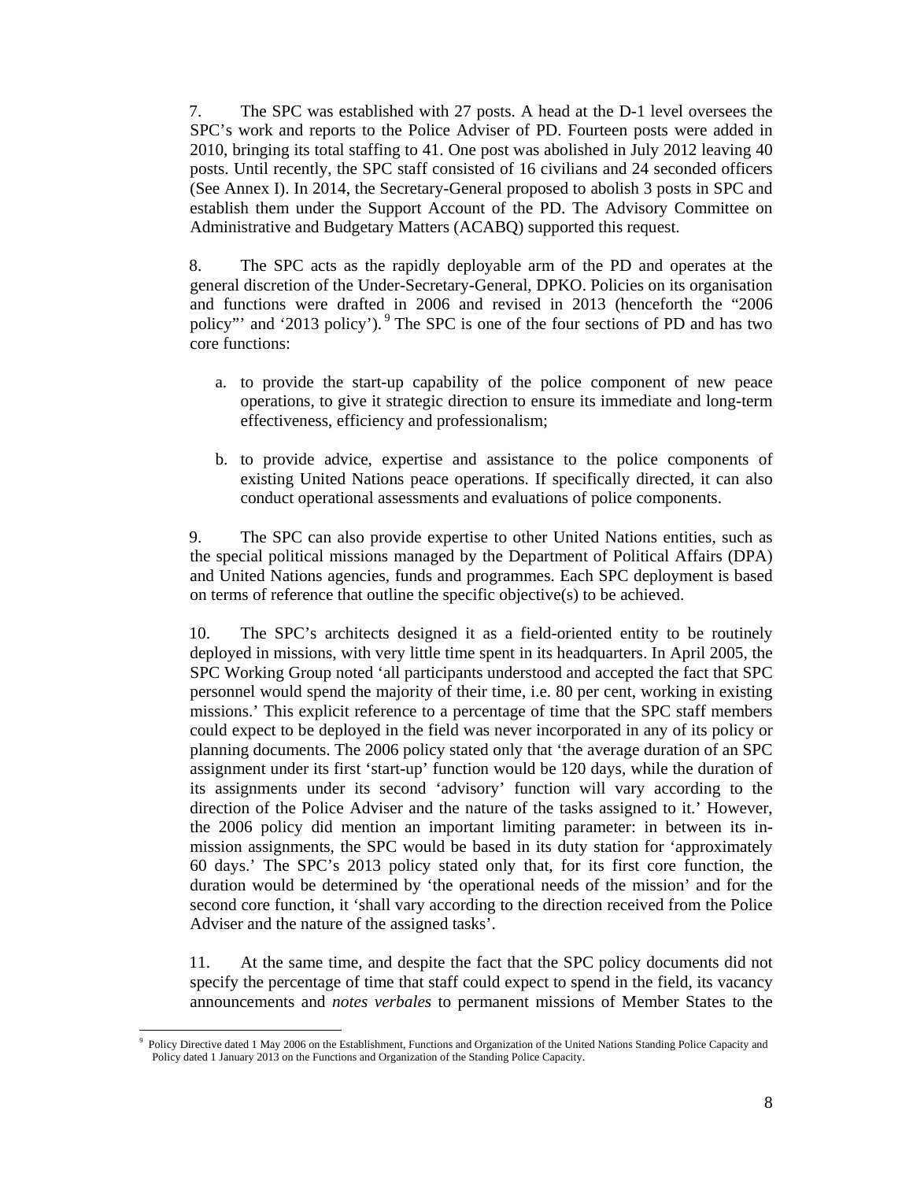7. The SPC was established with 27 posts. A head at the D-1 level oversees the SPC's work and reports to the Police Adviser of PD. Fourteen posts were added in 2010, bringing its total staffing to 41. One post was abolished in July 2012 leaving 40 posts. Until recently, the SPC staff consisted of 16 civilians and 24 seconded officers (See Annex I). In 2014, the Secretary-General proposed to abolish 3 posts in SPC and establish them under the Support Account of the PD. The Advisory Committee on Administrative and Budgetary Matters (ACABQ) supported this request.

8. The SPC acts as the rapidly deployable arm of the PD and operates at the general discretion of the Under-Secretary-General, DPKO. Policies on its organisation and functions were drafted in 2006 and revised in 2013 (henceforth the "2006 policy"' and '2013 policy').[9] The SPC is one of the four sections of PD and has two core functions:

a. to provide the start-up capability of the police component of new peace operations, to give it strategic direction to ensure its immediate and long-term effectiveness, efficiency and professionalism;

b. to provide advice, expertise and assistance to the police components of existing United Nations peace operations. If specifically directed, it can also conduct operational assessments and evaluations of police components.

9. The SPC can also provide expertise to other United Nations entities, such as the special political missions managed by the Department of Political Affairs (DPA) and United Nations agencies, funds and programmes. Each SPC deployment is based on terms of reference that outline the specific objective(s) to be achieved.

10. The SPC's architects designed it as a field-oriented entity to be routinely deployed in missions, with very little time spent in its headquarters. In April 2005, the SPC Working Group noted 'all participants understood and accepted the fact that SPC personnel would spend the majority of their time, i.e. 80 per cent, working in existing missions.' This explicit reference to a percentage of time that the SPC staff members could expect to be deployed in the field was never incorporated in any of its policy or planning documents. The 2006 policy stated only that 'the average duration of an SPC assignment under its first 'start-up' function would be 120 days, while the duration of its assignments under its second 'advisory' function will vary according to the direction of the Police Adviser and the nature of the tasks assigned to it.' However, the 2006 policy did mention an important limiting parameter: in between its in-mission assignments, the SPC would be based in its duty station for 'approximately 60 days.' The SPC's 2013 policy stated only that, for its first core function, the duration would be determined by 'the operational needs of the mission' and for the second core function, it 'shall vary according to the direction received from the Police Adviser and the nature of the assigned tasks'.

11. At the same time, and despite the fact that the SPC policy documents did not specify the percentage of time that staff could expect to spend in the field, its vacancy announcements and *notes verbales* to permanent missions of Member States to the

[9] Policy Directive dated 1 May 2006 on the Establishment, Functions and Organization of the United Nations Standing Police Capacity and Policy dated 1 January 2013 on the Functions and Organization of the Standing Police Capacity.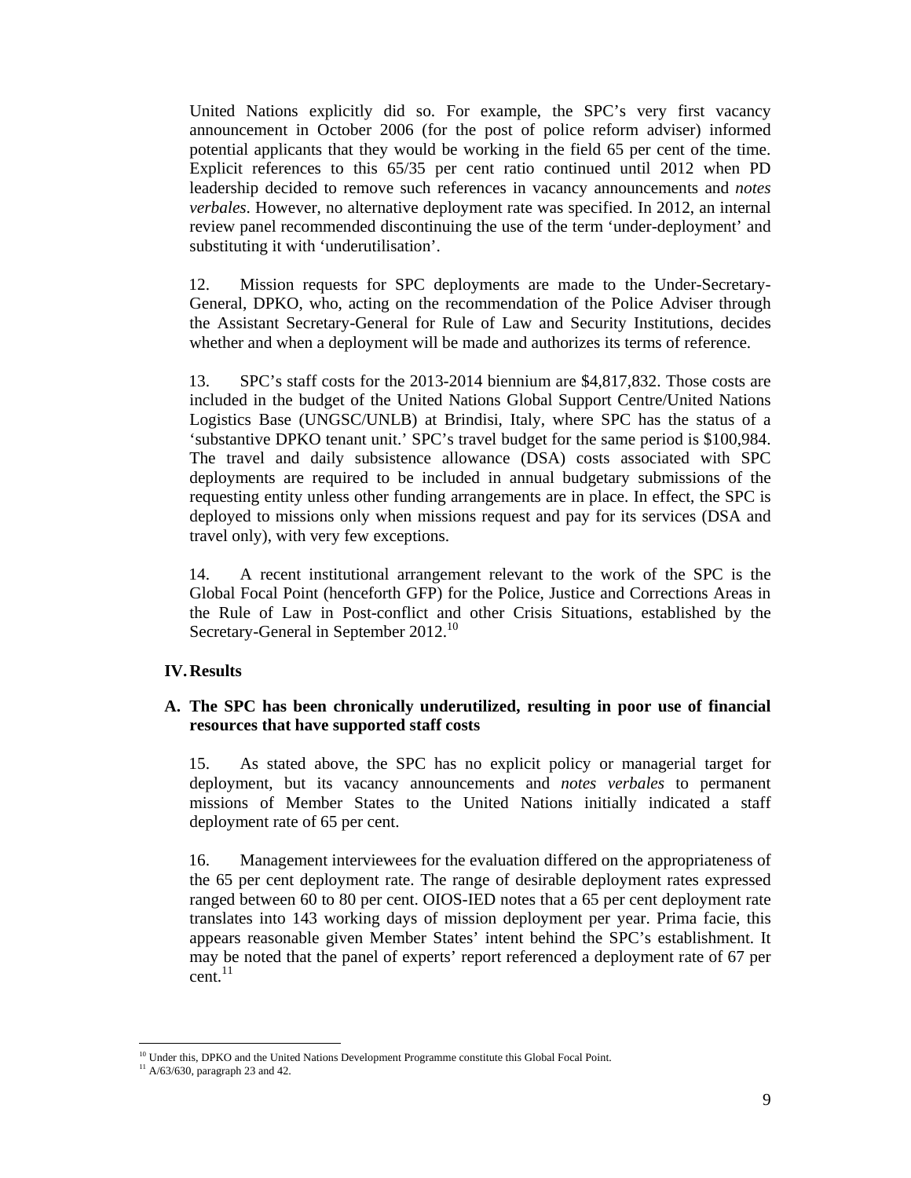United Nations explicitly did so. For example, the SPC's very first vacancy announcement in October 2006 (for the post of police reform adviser) informed potential applicants that they would be working in the field 65 per cent of the time. Explicit references to this 65/35 per cent ratio continued until 2012 when PD leadership decided to remove such references in vacancy announcements and *notes verbales*. However, no alternative deployment rate was specified. In 2012, an internal review panel recommended discontinuing the use of the term 'under-deployment' and substituting it with 'underutilisation'.

12. Mission requests for SPC deployments are made to the Under-Secretary-General, DPKO, who, acting on the recommendation of the Police Adviser through the Assistant Secretary-General for Rule of Law and Security Institutions, decides whether and when a deployment will be made and authorizes its terms of reference.

13. SPC's staff costs for the 2013-2014 biennium are $4,817,832. Those costs are included in the budget of the United Nations Global Support Centre/United Nations Logistics Base (UNGSC/UNLB) at Brindisi, Italy, where SPC has the status of a 'substantive DPKO tenant unit.' SPC's travel budget for the same period is $100,984. The travel and daily subsistence allowance (DSA) costs associated with SPC deployments are required to be included in annual budgetary submissions of the requesting entity unless other funding arrangements are in place. In effect, the SPC is deployed to missions only when missions request and pay for its services (DSA and travel only), with very few exceptions.

14. A recent institutional arrangement relevant to the work of the SPC is the Global Focal Point (henceforth GFP) for the Police, Justice and Corrections Areas in the Rule of Law in Post-conflict and other Crisis Situations, established by the Secretary-General in September 2012.[10]

## IV. Results

### A. The SPC has been chronically underutilized, resulting in poor use of financial resources that have supported staff costs

15. As stated above, the SPC has no explicit policy or managerial target for deployment, but its vacancy announcements and *notes verbales* to permanent missions of Member States to the United Nations initially indicated a staff deployment rate of 65 per cent.

16. Management interviewees for the evaluation differed on the appropriateness of the 65 per cent deployment rate. The range of desirable deployment rates expressed ranged between 60 to 80 per cent. OIOS-IED notes that a 65 per cent deployment rate translates into 143 working days of mission deployment per year. Prima facie, this appears reasonable given Member States' intent behind the SPC's establishment. It may be noted that the panel of experts' report referenced a deployment rate of 67 per cent.[11]

---

[10] Under this, DPKO and the United Nations Development Programme constitute this Global Focal Point.

[11] A/63/630, paragraph 23 and 42.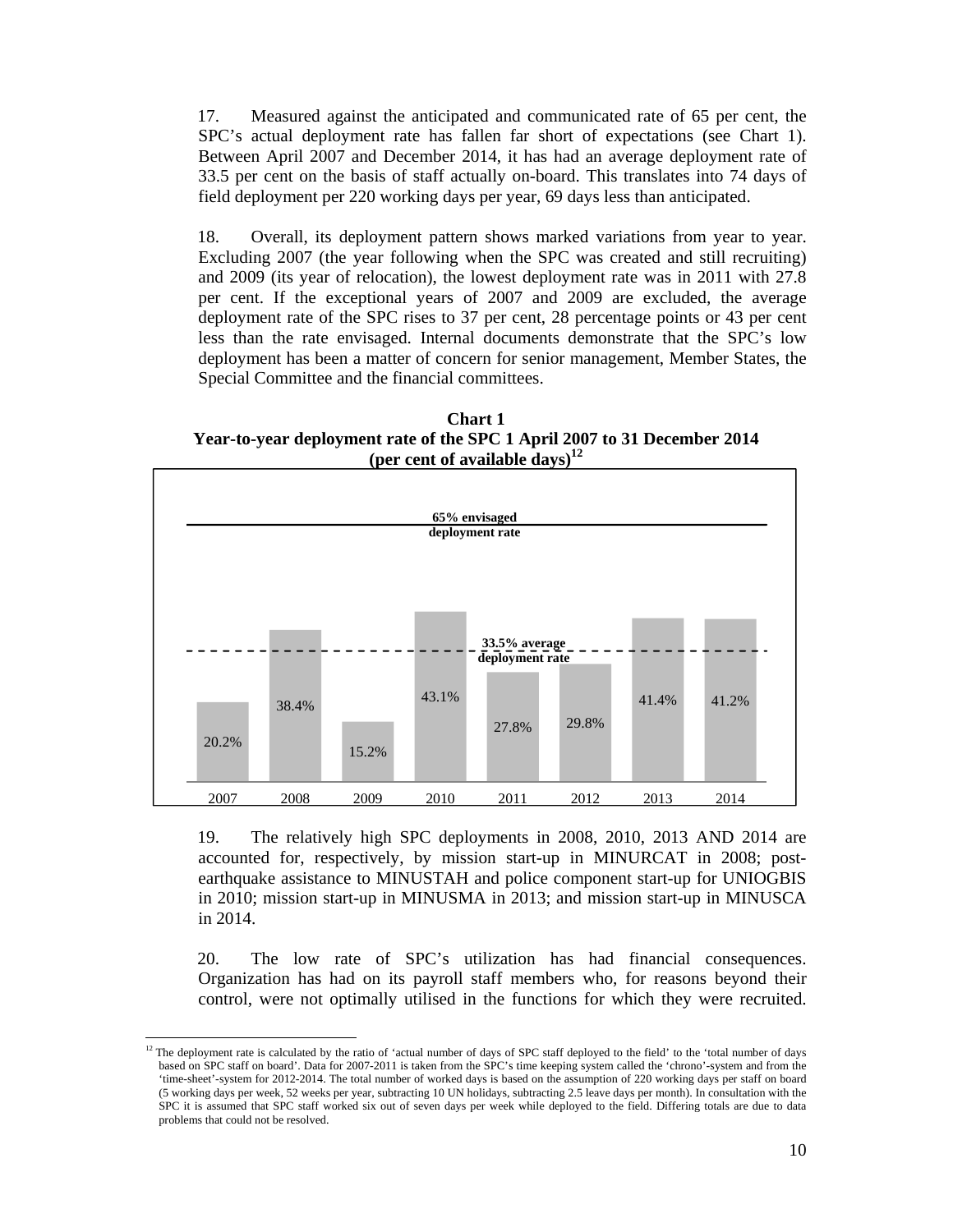17. Measured against the anticipated and communicated rate of 65 per cent, the SPC's actual deployment rate has fallen far short of expectations (see Chart 1). Between April 2007 and December 2014, it has had an average deployment rate of 33.5 per cent on the basis of staff actually on-board. This translates into 74 days of field deployment per 220 working days per year, 69 days less than anticipated.

18. Overall, its deployment pattern shows marked variations from year to year. Excluding 2007 (the year following when the SPC was created and still recruiting) and 2009 (its year of relocation), the lowest deployment rate was in 2011 with 27.8 per cent. If the exceptional years of 2007 and 2009 are excluded, the average deployment rate of the SPC rises to 37 per cent, 28 percentage points or 43 per cent less than the rate envisaged. Internal documents demonstrate that the SPC's low deployment has been a matter of concern for senior management, Member States, the Special Committee and the financial committees.

**Chart 1**
**Year-to-year deployment rate of the SPC 1 April 2007 to 31 December 2014 (per cent of available days)[12]**

| Year | Deployment rate |
| --- | --- |
| 2007 | 20.2% |
| 2008 | 38.4% |
| 2009 | 15.2% |
| 2010 | 43.1% |
| 2011 | 27.8% |
| 2012 | 29.8% |
| 2013 | 41.4% |
| 2014 | 41.2% |

65% envisaged deployment rate

33.5% average deployment rate

19. The relatively high SPC deployments in 2008, 2010, 2013 AND 2014 are accounted for, respectively, by mission start-up in MINURCAT in 2008; post-earthquake assistance to MINUSTAH and police component start-up for UNIOGBIS in 2010; mission start-up in MINUSMA in 2013; and mission start-up in MINUSCA in 2014.

20. The low rate of SPC's utilization has had financial consequences. Organization has had on its payroll staff members who, for reasons beyond their control, were not optimally utilised in the functions for which they were recruited.

[12] The deployment rate is calculated by the ratio of 'actual number of days of SPC staff deployed to the field' to the 'total number of days based on SPC staff on board'. Data for 2007-2011 is taken from the SPC's time keeping system called the 'chrono'-system and from the 'time-sheet'-system for 2012-2014. The total number of worked days is based on the assumption of 220 working days per staff on board (5 working days per week, 52 weeks per year, subtracting 10 UN holidays, subtracting 2.5 leave days per month). In consultation with the SPC it is assumed that SPC staff worked six out of seven days per week while deployed to the field. Differing totals are due to data problems that could not be resolved.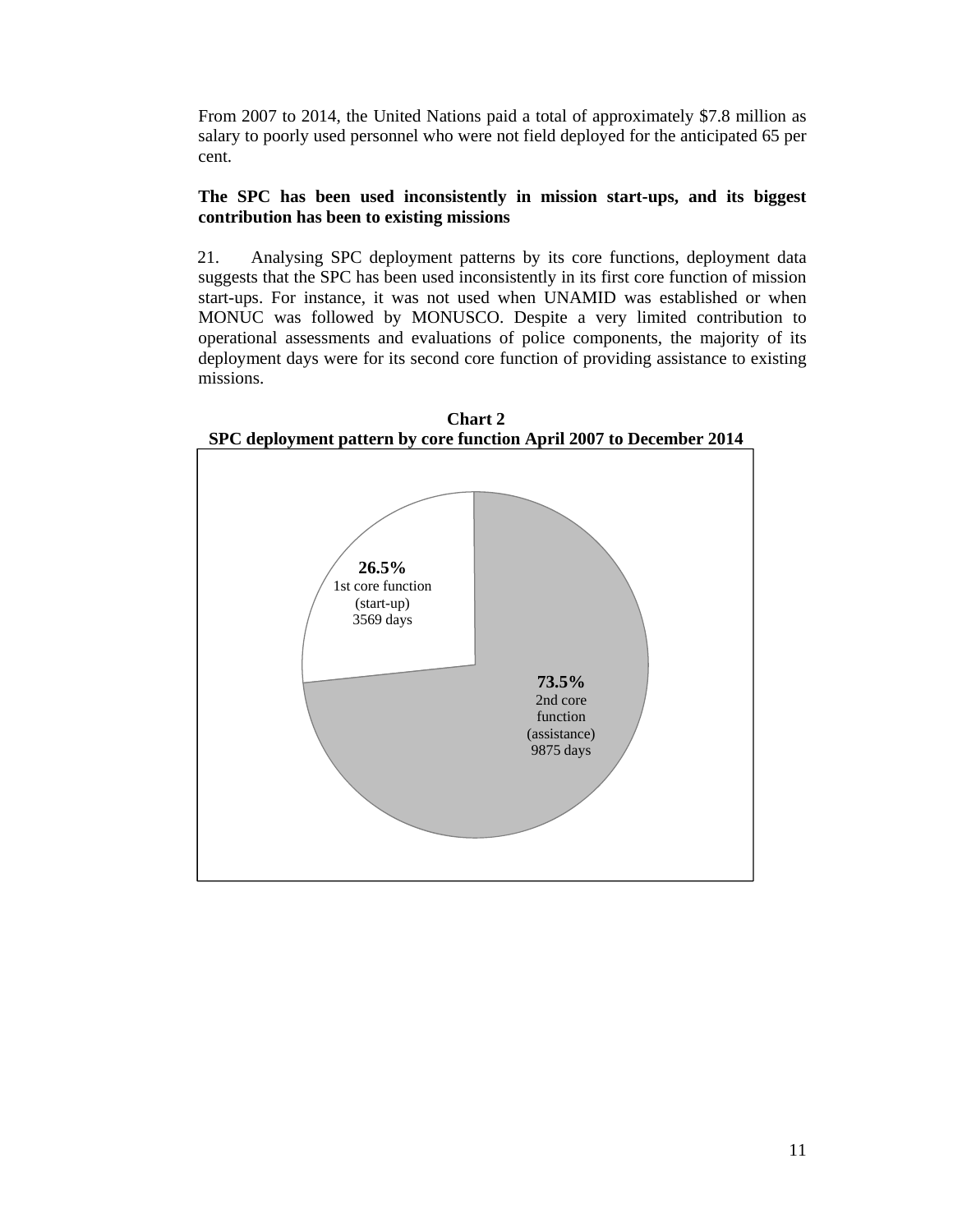From 2007 to 2014, the United Nations paid a total of approximately $7.8 million as salary to poorly used personnel who were not field deployed for the anticipated 65 per cent.

**The SPC has been used inconsistently in mission start-ups, and its biggest contribution has been to existing missions**

21. Analysing SPC deployment patterns by its core functions, deployment data suggests that the SPC has been used inconsistently in its first core function of mission start-ups. For instance, it was not used when UNAMID was established or when MONUC was followed by MONUSCO. Despite a very limited contribution to operational assessments and evaluations of police components, the majority of its deployment days were for its second core function of providing assistance to existing missions.

**Chart 2**
**SPC deployment pattern by core function April 2007 to December 2014**

**26.5%**
1st core function (start-up)
3569 days

**73.5%**
2nd core function (assistance)
9875 days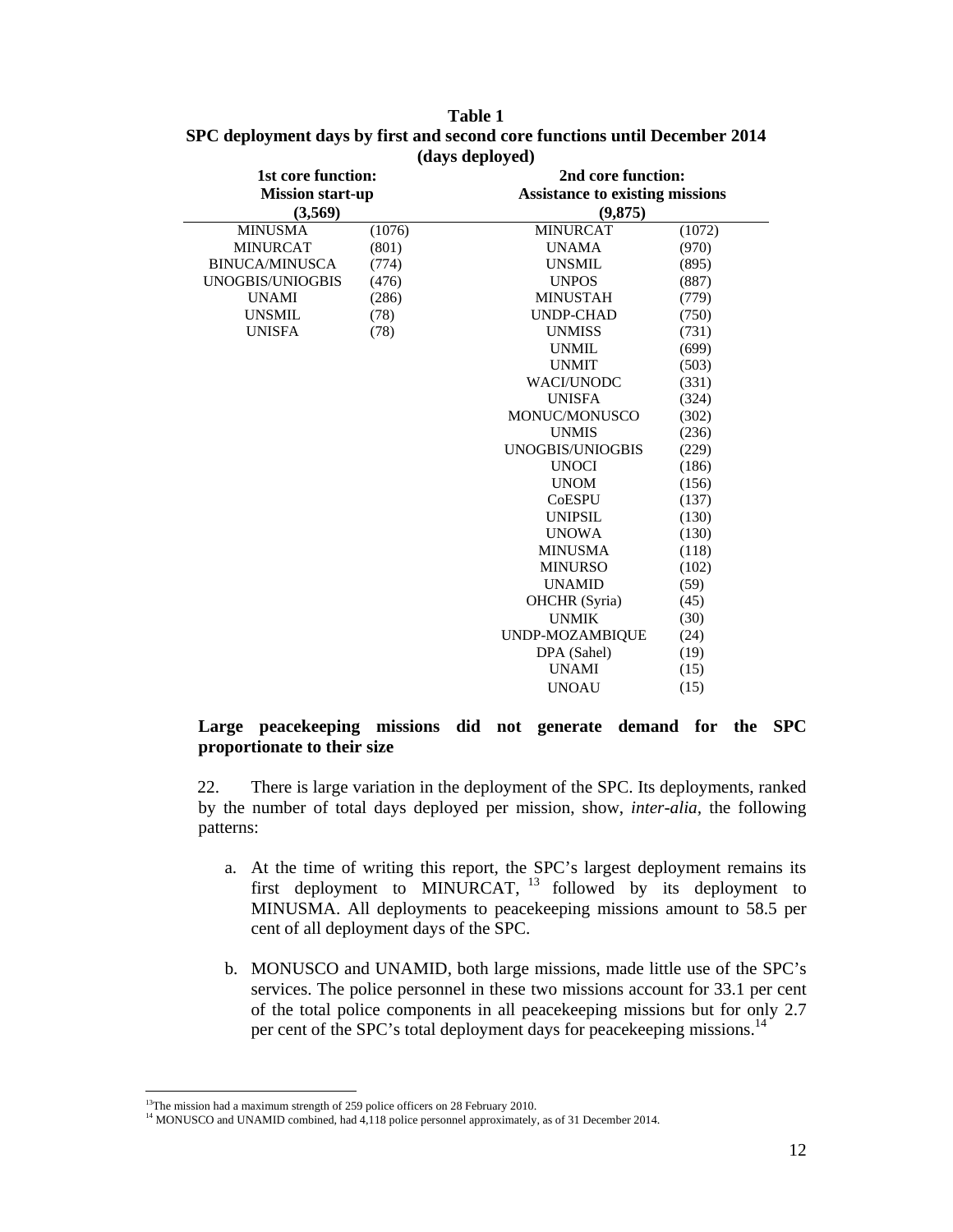**Table 1**
**SPC deployment days by first and second core functions until December 2014 (days deployed)**

| 1st core function: Mission start-up (3,569) | | 2nd core function: Assistance to existing missions (9,875) | |
|---|---|---|---|
| MINUSMA | (1076) | MINURCAT | (1072) |
| MINURCAT | (801) | UNAMA | (970) |
| BINUCA/MINUSCA | (774) | UNSMIL | (895) |
| UNOGBIS/UNIOGBIS | (476) | UNPOS | (887) |
| UNAMI | (286) | MINUSTAH | (779) |
| UNSMIL | (78) | UNDP-CHAD | (750) |
| UNISFA | (78) | UNMISS | (731) |
| | | UNMIL | (699) |
| | | UNMIT | (503) |
| | | WACI/UNODC | (331) |
| | | UNISFA | (324) |
| | | MONUC/MONUSCO | (302) |
| | | UNMIS | (236) |
| | | UNOGBIS/UNIOGBIS | (229) |
| | | UNOCI | (186) |
| | | UNOM | (156) |
| | | CoESPU | (137) |
| | | UNIPSIL | (130) |
| | | UNOWA | (130) |
| | | MINUSMA | (118) |
| | | MINURSO | (102) |
| | | UNAMID | (59) |
| | | OHCHR (Syria) | (45) |
| | | UNMIK | (30) |
| | | UNDP-MOZAMBIQUE | (24) |
| | | DPA (Sahel) | (19) |
| | | UNAMI | (15) |
| | | UNOAU | (15) |

**Large peacekeeping missions did not generate demand for the SPC proportionate to their size**

22. There is large variation in the deployment of the SPC. Its deployments, ranked by the number of total days deployed per mission, show, *inter-alia*, the following patterns:

a. At the time of writing this report, the SPC's largest deployment remains its first deployment to MINURCAT,[13] followed by its deployment to MINUSMA. All deployments to peacekeeping missions amount to 58.5 per cent of all deployment days of the SPC.

b. MONUSCO and UNAMID, both large missions, made little use of the SPC's services. The police personnel in these two missions account for 33.1 per cent of the total police components in all peacekeeping missions but for only 2.7 per cent of the SPC's total deployment days for peacekeeping missions.[14]

---

[13] The mission had a maximum strength of 259 police officers on 28 February 2010.

[14] MONUSCO and UNAMID combined, had 4,118 police personnel approximately, as of 31 December 2014.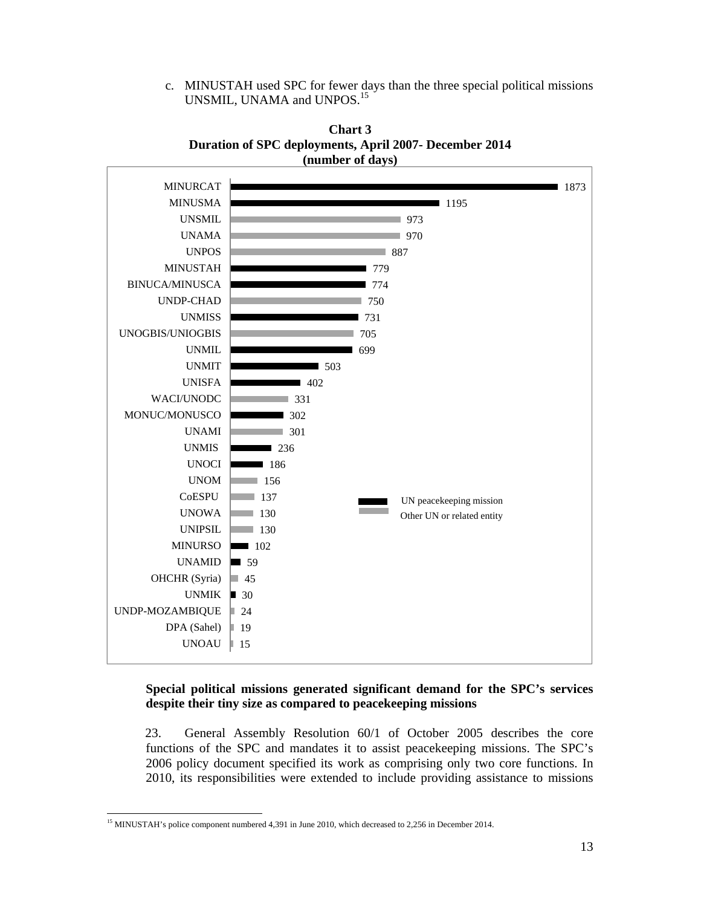c. MINUSTAH used SPC for fewer days than the three special political missions UNSMIL, UNAMA and UNPOS.[15]

**Chart 3**
**Duration of SPC deployments, April 2007- December 2014**
**(number of days)**

| Mission | Number of days | Type |
|---|---|---|
| MINURCAT | 1873 | UN peacekeeping mission |
| MINUSMA | 1195 | UN peacekeeping mission |
| UNSMIL | 973 | Other UN or related entity |
| UNAMA | 970 | Other UN or related entity |
| UNPOS | 887 | Other UN or related entity |
| MINUSTAH | 779 | UN peacekeeping mission |
| BINUCA/MINUSCA | 774 | UN peacekeeping mission |
| UNDP-CHAD | 750 | Other UN or related entity |
| UNMISS | 731 | UN peacekeeping mission |
| UNOGBIS/UNIOGBIS | 705 | Other UN or related entity |
| UNMIL | 699 | UN peacekeeping mission |
| UNMIT | 503 | UN peacekeeping mission |
| UNISFA | 402 | UN peacekeeping mission |
| WACI/UNODC | 331 | Other UN or related entity |
| MONUC/MONUSCO | 302 | UN peacekeeping mission |
| UNAMI | 301 | Other UN or related entity |
| UNMIS | 236 | UN peacekeeping mission |
| UNOCI | 186 | UN peacekeeping mission |
| UNOM | 156 | Other UN or related entity |
| CoESPU | 137 | Other UN or related entity |
| UNOWA | 130 | Other UN or related entity |
| UNIPSIL | 130 | Other UN or related entity |
| MINURSO | 102 | UN peacekeeping mission |
| UNAMID | 59 | UN peacekeeping mission |
| OHCHR (Syria) | 45 | Other UN or related entity |
| UNMIK | 30 | UN peacekeeping mission |
| UNDP-MOZAMBIQUE | 24 | Other UN or related entity |
| DPA (Sahel) | 19 | Other UN or related entity |
| UNOAU | 15 | Other UN or related entity |

**Special political missions generated significant demand for the SPC's services despite their tiny size as compared to peacekeeping missions**

23. General Assembly Resolution 60/1 of October 2005 describes the core functions of the SPC and mandates it to assist peacekeeping missions. The SPC's 2006 policy document specified its work as comprising only two core functions. In 2010, its responsibilities were extended to include providing assistance to missions

[15] MINUSTAH's police component numbered 4,391 in June 2010, which decreased to 2,256 in December 2014.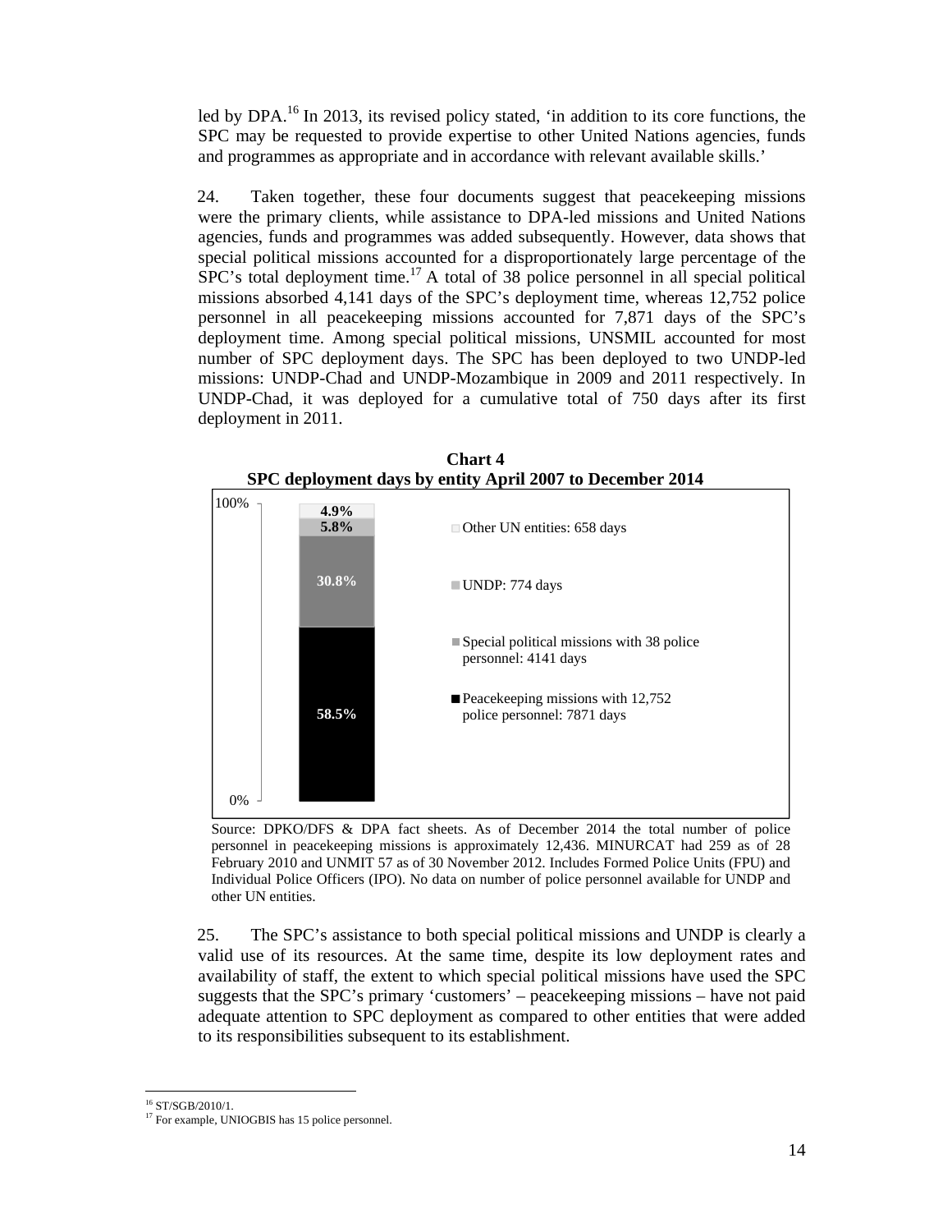led by DPA.[16] In 2013, its revised policy stated, 'in addition to its core functions, the SPC may be requested to provide expertise to other United Nations agencies, funds and programmes as appropriate and in accordance with relevant available skills.'

24. Taken together, these four documents suggest that peacekeeping missions were the primary clients, while assistance to DPA-led missions and United Nations agencies, funds and programmes was added subsequently. However, data shows that special political missions accounted for a disproportionately large percentage of the SPC's total deployment time.[17] A total of 38 police personnel in all special political missions absorbed 4,141 days of the SPC's deployment time, whereas 12,752 police personnel in all peacekeeping missions accounted for 7,871 days of the SPC's deployment time. Among special political missions, UNSMIL accounted for most number of SPC deployment days. The SPC has been deployed to two UNDP-led missions: UNDP-Chad and UNDP-Mozambique in 2009 and 2011 respectively. In UNDP-Chad, it was deployed for a cumulative total of 750 days after its first deployment in 2011.

**Chart 4**
**SPC deployment days by entity April 2007 to December 2014**

| Entity | Share |
|---|---|
| Other UN entities: 658 days | 4.9% |
| UNDP: 774 days | 5.8% |
| Special political missions with 38 police personnel: 4141 days | 30.8% |
| Peacekeeping missions with 12,752 police personnel: 7871 days | 58.5% |

Source: DPKO/DFS & DPA fact sheets. As of December 2014 the total number of police personnel in peacekeeping missions is approximately 12,436. MINURCAT had 259 as of 28 February 2010 and UNMIT 57 as of 30 November 2012. Includes Formed Police Units (FPU) and Individual Police Officers (IPO). No data on number of police personnel available for UNDP and other UN entities.

25. The SPC's assistance to both special political missions and UNDP is clearly a valid use of its resources. At the same time, despite its low deployment rates and availability of staff, the extent to which special political missions have used the SPC suggests that the SPC's primary 'customers' – peacekeeping missions – have not paid adequate attention to SPC deployment as compared to other entities that were added to its responsibilities subsequent to its establishment.

---

[16] ST/SGB/2010/1.

[17] For example, UNIOGBIS has 15 police personnel.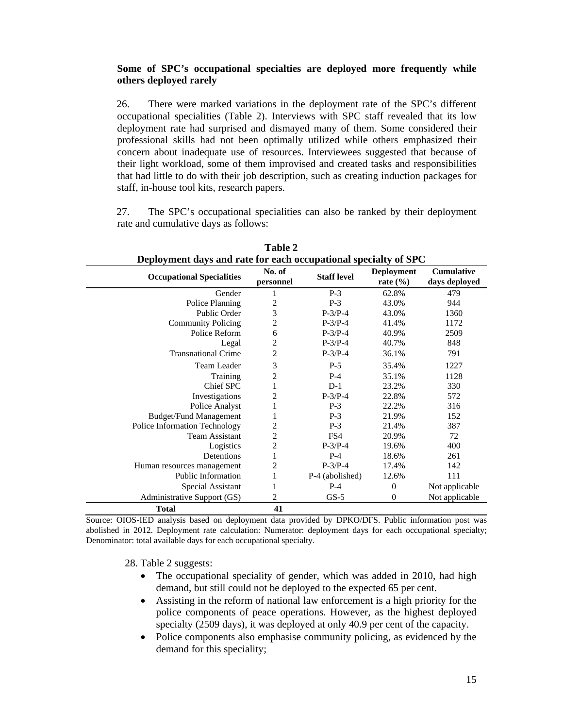**Some of SPC's occupational specialties are deployed more frequently while others deployed rarely**

26. There were marked variations in the deployment rate of the SPC's different occupational specialities (Table 2). Interviews with SPC staff revealed that its low deployment rate had surprised and dismayed many of them. Some considered their professional skills had not been optimally utilized while others emphasized their concern about inadequate use of resources. Interviewees suggested that because of their light workload, some of them improvised and created tasks and responsibilities that had little to do with their job description, such as creating induction packages for staff, in-house tool kits, research papers.

27. The SPC's occupational specialities can also be ranked by their deployment rate and cumulative days as follows:

**Table 2**
**Deployment days and rate for each occupational specialty of SPC**

| Occupational Specialities | No. of personnel | Staff level | Deployment rate (%) | Cumulative days deployed |
|---|---|---|---|---|
| Gender | 1 | P-3 | 62.8% | 479 |
| Police Planning | 2 | P-3 | 43.0% | 944 |
| Public Order | 3 | P-3/P-4 | 43.0% | 1360 |
| Community Policing | 2 | P-3/P-4 | 41.4% | 1172 |
| Police Reform | 6 | P-3/P-4 | 40.9% | 2509 |
| Legal | 2 | P-3/P-4 | 40.7% | 848 |
| Transnational Crime | 2 | P-3/P-4 | 36.1% | 791 |
| Team Leader | 3 | P-5 | 35.4% | 1227 |
| Training | 2 | P-4 | 35.1% | 1128 |
| Chief SPC | 1 | D-1 | 23.2% | 330 |
| Investigations | 2 | P-3/P-4 | 22.8% | 572 |
| Police Analyst | 1 | P-3 | 22.2% | 316 |
| Budget/Fund Management | 1 | P-3 | 21.9% | 152 |
| Police Information Technology | 2 | P-3 | 21.4% | 387 |
| Team Assistant | 2 | FS4 | 20.9% | 72 |
| Logistics | 2 | P-3/P-4 | 19.6% | 400 |
| Detentions | 1 | P-4 | 18.6% | 261 |
| Human resources management | 2 | P-3/P-4 | 17.4% | 142 |
| Public Information | 1 | P-4 (abolished) | 12.6% | 111 |
| Special Assistant | 1 | P-4 | 0 | Not applicable |
| Administrative Support (GS) | 2 | GS-5 | 0 | Not applicable |
| **Total** | **41** | | | |

Source: OIOS-IED analysis based on deployment data provided by DPKO/DFS. Public information post was abolished in 2012. Deployment rate calculation: Numerator: deployment days for each occupational specialty; Denominator: total available days for each occupational specialty.

28. Table 2 suggests:

- The occupational speciality of gender, which was added in 2010, had high demand, but still could not be deployed to the expected 65 per cent.
- Assisting in the reform of national law enforcement is a high priority for the police components of peace operations. However, as the highest deployed specialty (2509 days), it was deployed at only 40.9 per cent of the capacity.
- Police components also emphasise community policing, as evidenced by the demand for this speciality;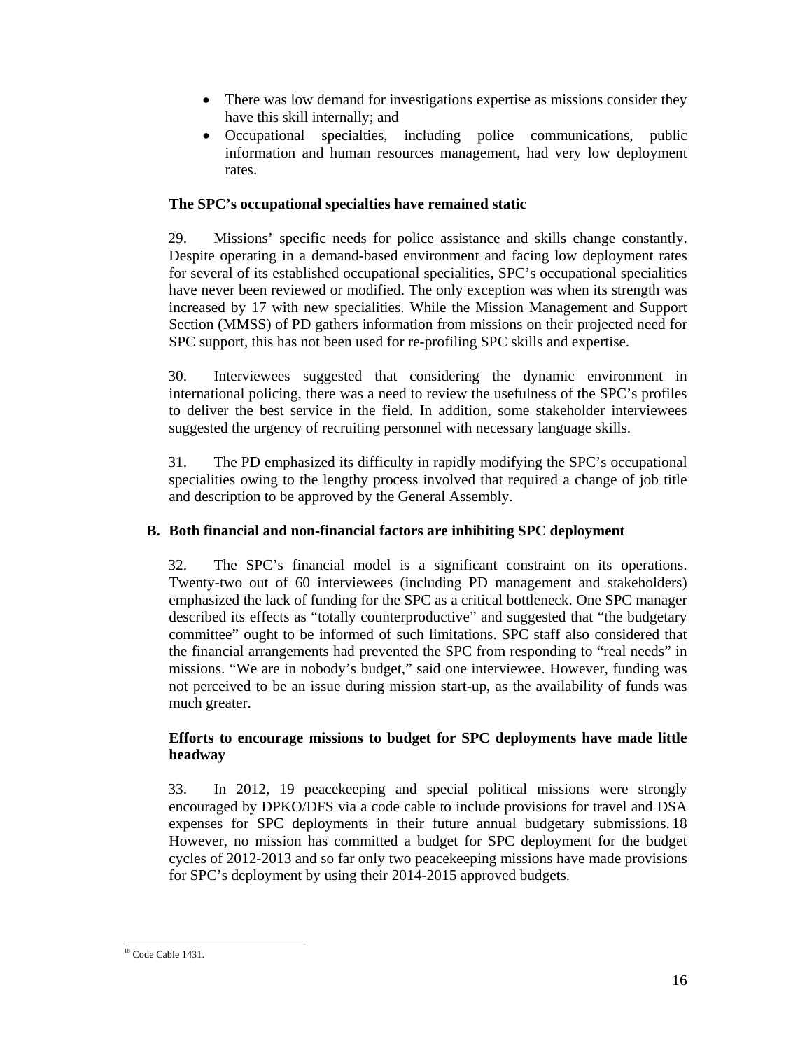- There was low demand for investigations expertise as missions consider they have this skill internally; and
- Occupational specialties, including police communications, public information and human resources management, had very low deployment rates.

**The SPC's occupational specialties have remained static**

29. Missions' specific needs for police assistance and skills change constantly. Despite operating in a demand-based environment and facing low deployment rates for several of its established occupational specialities, SPC's occupational specialities have never been reviewed or modified. The only exception was when its strength was increased by 17 with new specialities. While the Mission Management and Support Section (MMSS) of PD gathers information from missions on their projected need for SPC support, this has not been used for re-profiling SPC skills and expertise.

30. Interviewees suggested that considering the dynamic environment in international policing, there was a need to review the usefulness of the SPC's profiles to deliver the best service in the field. In addition, some stakeholder interviewees suggested the urgency of recruiting personnel with necessary language skills.

31. The PD emphasized its difficulty in rapidly modifying the SPC's occupational specialities owing to the lengthy process involved that required a change of job title and description to be approved by the General Assembly.

## B. Both financial and non-financial factors are inhibiting SPC deployment

32. The SPC's financial model is a significant constraint on its operations. Twenty-two out of 60 interviewees (including PD management and stakeholders) emphasized the lack of funding for the SPC as a critical bottleneck. One SPC manager described its effects as "totally counterproductive" and suggested that "the budgetary committee" ought to be informed of such limitations. SPC staff also considered that the financial arrangements had prevented the SPC from responding to "real needs" in missions. "We are in nobody's budget," said one interviewee. However, funding was not perceived to be an issue during mission start-up, as the availability of funds was much greater.

**Efforts to encourage missions to budget for SPC deployments have made little headway**

33. In 2012, 19 peacekeeping and special political missions were strongly encouraged by DPKO/DFS via a code cable to include provisions for travel and DSA expenses for SPC deployments in their future annual budgetary submissions.[18] However, no mission has committed a budget for SPC deployment for the budget cycles of 2012-2013 and so far only two peacekeeping missions have made provisions for SPC's deployment by using their 2014-2015 approved budgets.

[18] Code Cable 1431.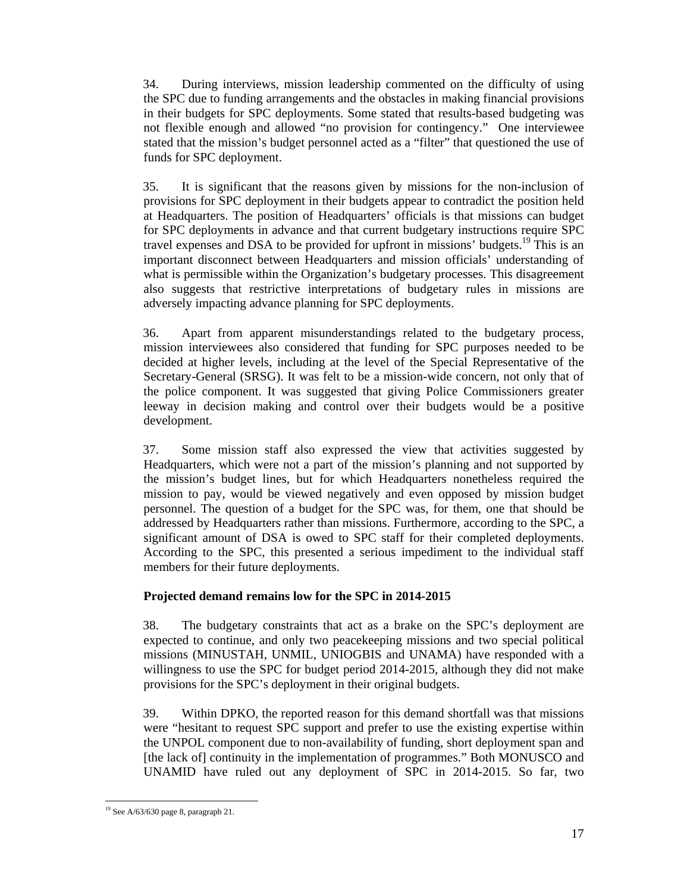34. During interviews, mission leadership commented on the difficulty of using the SPC due to funding arrangements and the obstacles in making financial provisions in their budgets for SPC deployments. Some stated that results-based budgeting was not flexible enough and allowed "no provision for contingency." One interviewee stated that the mission's budget personnel acted as a "filter" that questioned the use of funds for SPC deployment.

35. It is significant that the reasons given by missions for the non-inclusion of provisions for SPC deployment in their budgets appear to contradict the position held at Headquarters. The position of Headquarters' officials is that missions can budget for SPC deployments in advance and that current budgetary instructions require SPC travel expenses and DSA to be provided for upfront in missions' budgets.[19] This is an important disconnect between Headquarters and mission officials' understanding of what is permissible within the Organization's budgetary processes. This disagreement also suggests that restrictive interpretations of budgetary rules in missions are adversely impacting advance planning for SPC deployments.

36. Apart from apparent misunderstandings related to the budgetary process, mission interviewees also considered that funding for SPC purposes needed to be decided at higher levels, including at the level of the Special Representative of the Secretary-General (SRSG). It was felt to be a mission-wide concern, not only that of the police component. It was suggested that giving Police Commissioners greater leeway in decision making and control over their budgets would be a positive development.

37. Some mission staff also expressed the view that activities suggested by Headquarters, which were not a part of the mission's planning and not supported by the mission's budget lines, but for which Headquarters nonetheless required the mission to pay, would be viewed negatively and even opposed by mission budget personnel. The question of a budget for the SPC was, for them, one that should be addressed by Headquarters rather than missions. Furthermore, according to the SPC, a significant amount of DSA is owed to SPC staff for their completed deployments. According to the SPC, this presented a serious impediment to the individual staff members for their future deployments.

**Projected demand remains low for the SPC in 2014-2015**

38. The budgetary constraints that act as a brake on the SPC's deployment are expected to continue, and only two peacekeeping missions and two special political missions (MINUSTAH, UNMIL, UNIOGBIS and UNAMA) have responded with a willingness to use the SPC for budget period 2014-2015, although they did not make provisions for the SPC's deployment in their original budgets.

39. Within DPKO, the reported reason for this demand shortfall was that missions were "hesitant to request SPC support and prefer to use the existing expertise within the UNPOL component due to non-availability of funding, short deployment span and [the lack of] continuity in the implementation of programmes." Both MONUSCO and UNAMID have ruled out any deployment of SPC in 2014-2015. So far, two

[19] See A/63/630 page 8, paragraph 21.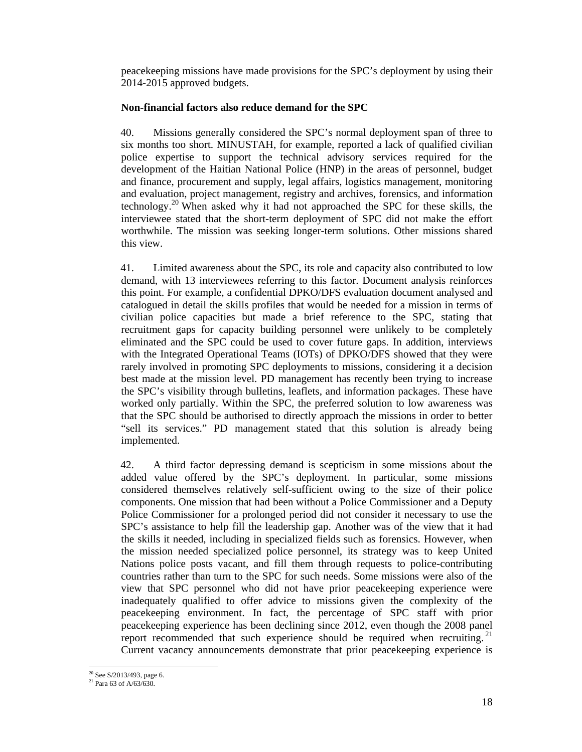peacekeeping missions have made provisions for the SPC's deployment by using their 2014-2015 approved budgets.

**Non-financial factors also reduce demand for the SPC**

40. Missions generally considered the SPC's normal deployment span of three to six months too short. MINUSTAH, for example, reported a lack of qualified civilian police expertise to support the technical advisory services required for the development of the Haitian National Police (HNP) in the areas of personnel, budget and finance, procurement and supply, legal affairs, logistics management, monitoring and evaluation, project management, registry and archives, forensics, and information technology.[20] When asked why it had not approached the SPC for these skills, the interviewee stated that the short-term deployment of SPC did not make the effort worthwhile. The mission was seeking longer-term solutions. Other missions shared this view.

41. Limited awareness about the SPC, its role and capacity also contributed to low demand, with 13 interviewees referring to this factor. Document analysis reinforces this point. For example, a confidential DPKO/DFS evaluation document analysed and catalogued in detail the skills profiles that would be needed for a mission in terms of civilian police capacities but made a brief reference to the SPC, stating that recruitment gaps for capacity building personnel were unlikely to be completely eliminated and the SPC could be used to cover future gaps. In addition, interviews with the Integrated Operational Teams (IOTs) of DPKO/DFS showed that they were rarely involved in promoting SPC deployments to missions, considering it a decision best made at the mission level. PD management has recently been trying to increase the SPC's visibility through bulletins, leaflets, and information packages. These have worked only partially. Within the SPC, the preferred solution to low awareness was that the SPC should be authorised to directly approach the missions in order to better "sell its services." PD management stated that this solution is already being implemented.

42. A third factor depressing demand is scepticism in some missions about the added value offered by the SPC's deployment. In particular, some missions considered themselves relatively self-sufficient owing to the size of their police components. One mission that had been without a Police Commissioner and a Deputy Police Commissioner for a prolonged period did not consider it necessary to use the SPC's assistance to help fill the leadership gap. Another was of the view that it had the skills it needed, including in specialized fields such as forensics. However, when the mission needed specialized police personnel, its strategy was to keep United Nations police posts vacant, and fill them through requests to police-contributing countries rather than turn to the SPC for such needs. Some missions were also of the view that SPC personnel who did not have prior peacekeeping experience were inadequately qualified to offer advice to missions given the complexity of the peacekeeping environment. In fact, the percentage of SPC staff with prior peacekeeping experience has been declining since 2012, even though the 2008 panel report recommended that such experience should be required when recruiting.[21] Current vacancy announcements demonstrate that prior peacekeeping experience is

---

[20] See S/2013/493, page 6.

[21] Para 63 of A/63/630.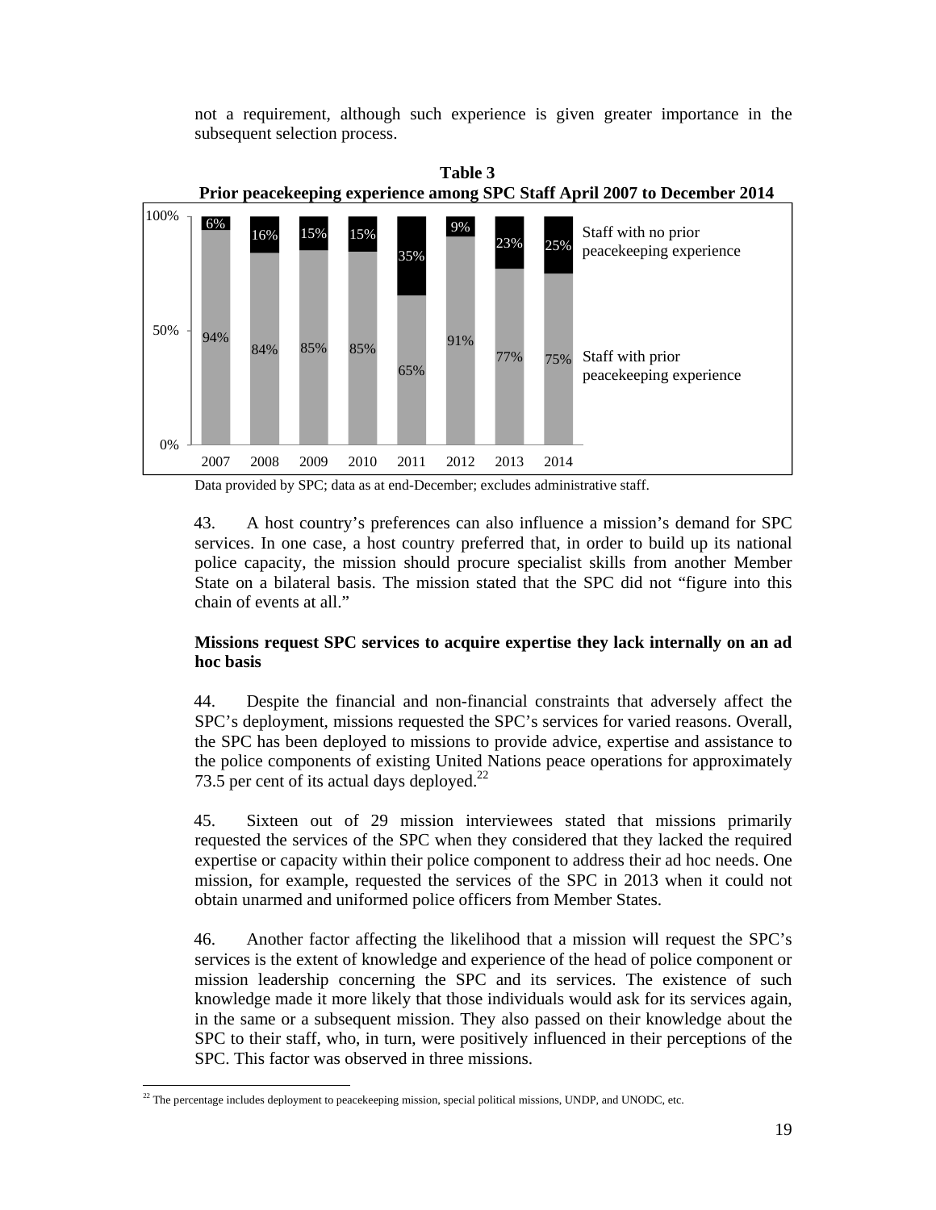not a requirement, although such experience is given greater importance in the subsequent selection process.

**Table 3**
**Prior peacekeeping experience among SPC Staff April 2007 to December 2014**

| | 2007 | 2008 | 2009 | 2010 | 2011 | 2012 | 2013 | 2014 |
|---|---|---|---|---|---|---|---|---|
| Staff with no prior peacekeeping experience | 6% | 16% | 15% | 15% | 35% | 9% | 23% | 25% |
| Staff with prior peacekeeping experience | 94% | 84% | 85% | 85% | 65% | 91% | 77% | 75% |

Data provided by SPC; data as at end-December; excludes administrative staff.

43. A host country's preferences can also influence a mission's demand for SPC services. In one case, a host country preferred that, in order to build up its national police capacity, the mission should procure specialist skills from another Member State on a bilateral basis. The mission stated that the SPC did not "figure into this chain of events at all."

**Missions request SPC services to acquire expertise they lack internally on an ad hoc basis**

44. Despite the financial and non-financial constraints that adversely affect the SPC's deployment, missions requested the SPC's services for varied reasons. Overall, the SPC has been deployed to missions to provide advice, expertise and assistance to the police components of existing United Nations peace operations for approximately 73.5 per cent of its actual days deployed.[22]

45. Sixteen out of 29 mission interviewees stated that missions primarily requested the services of the SPC when they considered that they lacked the required expertise or capacity within their police component to address their ad hoc needs. One mission, for example, requested the services of the SPC in 2013 when it could not obtain unarmed and uniformed police officers from Member States.

46. Another factor affecting the likelihood that a mission will request the SPC's services is the extent of knowledge and experience of the head of police component or mission leadership concerning the SPC and its services. The existence of such knowledge made it more likely that those individuals would ask for its services again, in the same or a subsequent mission. They also passed on their knowledge about the SPC to their staff, who, in turn, were positively influenced in their perceptions of the SPC. This factor was observed in three missions.

[22] The percentage includes deployment to peacekeeping mission, special political missions, UNDP, and UNODC, etc.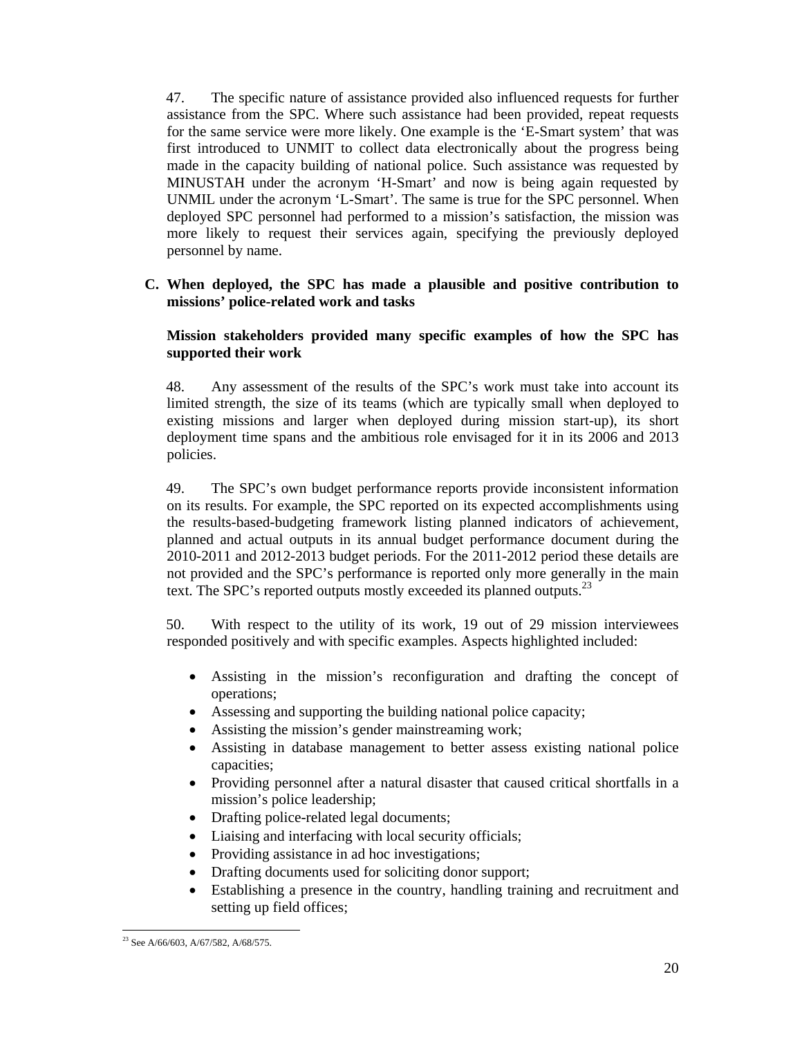47. The specific nature of assistance provided also influenced requests for further assistance from the SPC. Where such assistance had been provided, repeat requests for the same service were more likely. One example is the 'E-Smart system' that was first introduced to UNMIT to collect data electronically about the progress being made in the capacity building of national police. Such assistance was requested by MINUSTAH under the acronym 'H-Smart' and now is being again requested by UNMIL under the acronym 'L-Smart'. The same is true for the SPC personnel. When deployed SPC personnel had performed to a mission's satisfaction, the mission was more likely to request their services again, specifying the previously deployed personnel by name.

## C. When deployed, the SPC has made a plausible and positive contribution to missions' police-related work and tasks

### Mission stakeholders provided many specific examples of how the SPC has supported their work

48. Any assessment of the results of the SPC's work must take into account its limited strength, the size of its teams (which are typically small when deployed to existing missions and larger when deployed during mission start-up), its short deployment time spans and the ambitious role envisaged for it in its 2006 and 2013 policies.

49. The SPC's own budget performance reports provide inconsistent information on its results. For example, the SPC reported on its expected accomplishments using the results-based-budgeting framework listing planned indicators of achievement, planned and actual outputs in its annual budget performance document during the 2010-2011 and 2012-2013 budget periods. For the 2011-2012 period these details are not provided and the SPC's performance is reported only more generally in the main text. The SPC's reported outputs mostly exceeded its planned outputs.[23]

50. With respect to the utility of its work, 19 out of 29 mission interviewees responded positively and with specific examples. Aspects highlighted included:

- Assisting in the mission's reconfiguration and drafting the concept of operations;
- Assessing and supporting the building national police capacity;
- Assisting the mission's gender mainstreaming work;
- Assisting in database management to better assess existing national police capacities;
- Providing personnel after a natural disaster that caused critical shortfalls in a mission's police leadership;
- Drafting police-related legal documents;
- Liaising and interfacing with local security officials;
- Providing assistance in ad hoc investigations;
- Drafting documents used for soliciting donor support;
- Establishing a presence in the country, handling training and recruitment and setting up field offices;

[23] See A/66/603, A/67/582, A/68/575.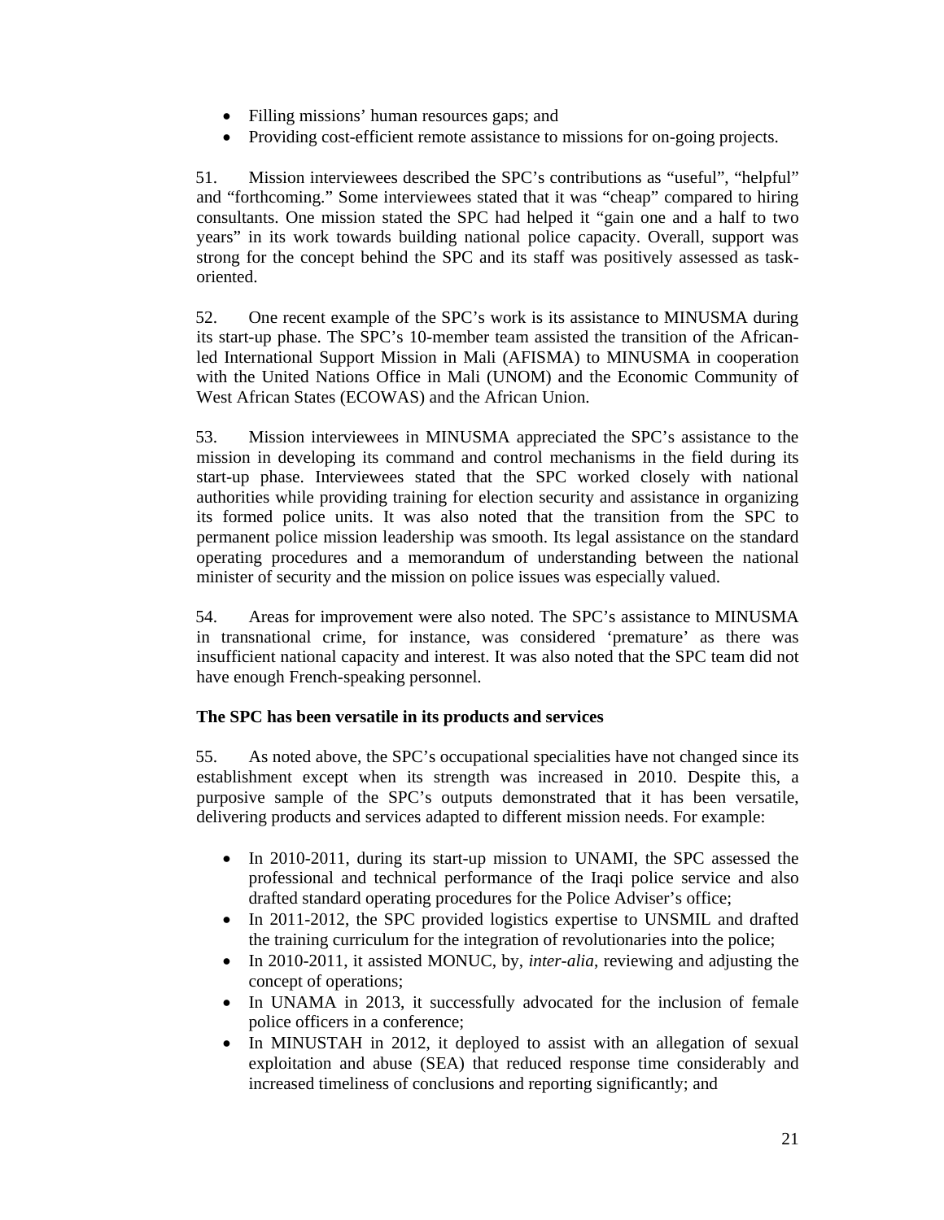- Filling missions' human resources gaps; and
- Providing cost-efficient remote assistance to missions for on-going projects.

51. Mission interviewees described the SPC's contributions as "useful", "helpful" and "forthcoming." Some interviewees stated that it was "cheap" compared to hiring consultants. One mission stated the SPC had helped it "gain one and a half to two years" in its work towards building national police capacity. Overall, support was strong for the concept behind the SPC and its staff was positively assessed as task-oriented.

52. One recent example of the SPC's work is its assistance to MINUSMA during its start-up phase. The SPC's 10-member team assisted the transition of the African-led International Support Mission in Mali (AFISMA) to MINUSMA in cooperation with the United Nations Office in Mali (UNOM) and the Economic Community of West African States (ECOWAS) and the African Union.

53. Mission interviewees in MINUSMA appreciated the SPC's assistance to the mission in developing its command and control mechanisms in the field during its start-up phase. Interviewees stated that the SPC worked closely with national authorities while providing training for election security and assistance in organizing its formed police units. It was also noted that the transition from the SPC to permanent police mission leadership was smooth. Its legal assistance on the standard operating procedures and a memorandum of understanding between the national minister of security and the mission on police issues was especially valued.

54. Areas for improvement were also noted. The SPC's assistance to MINUSMA in transnational crime, for instance, was considered 'premature' as there was insufficient national capacity and interest. It was also noted that the SPC team did not have enough French-speaking personnel.

**The SPC has been versatile in its products and services**

55. As noted above, the SPC's occupational specialities have not changed since its establishment except when its strength was increased in 2010. Despite this, a purposive sample of the SPC's outputs demonstrated that it has been versatile, delivering products and services adapted to different mission needs. For example:

- In 2010-2011, during its start-up mission to UNAMI, the SPC assessed the professional and technical performance of the Iraqi police service and also drafted standard operating procedures for the Police Adviser's office;
- In 2011-2012, the SPC provided logistics expertise to UNSMIL and drafted the training curriculum for the integration of revolutionaries into the police;
- In 2010-2011, it assisted MONUC, by, *inter-alia*, reviewing and adjusting the concept of operations;
- In UNAMA in 2013, it successfully advocated for the inclusion of female police officers in a conference;
- In MINUSTAH in 2012, it deployed to assist with an allegation of sexual exploitation and abuse (SEA) that reduced response time considerably and increased timeliness of conclusions and reporting significantly; and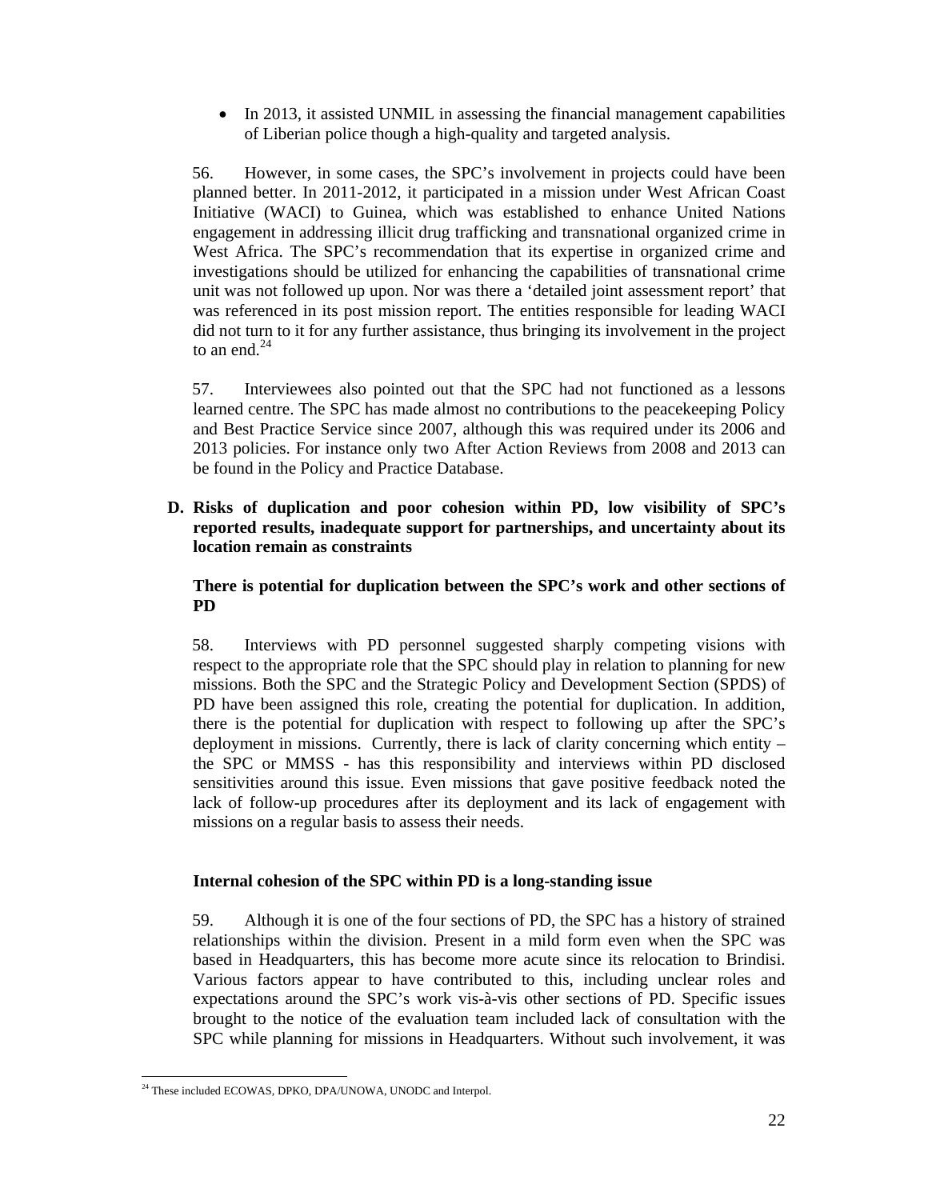- In 2013, it assisted UNMIL in assessing the financial management capabilities of Liberian police though a high-quality and targeted analysis.

56. However, in some cases, the SPC's involvement in projects could have been planned better. In 2011-2012, it participated in a mission under West African Coast Initiative (WACI) to Guinea, which was established to enhance United Nations engagement in addressing illicit drug trafficking and transnational organized crime in West Africa. The SPC's recommendation that its expertise in organized crime and investigations should be utilized for enhancing the capabilities of transnational crime unit was not followed up upon. Nor was there a 'detailed joint assessment report' that was referenced in its post mission report. The entities responsible for leading WACI did not turn to it for any further assistance, thus bringing its involvement in the project to an end.[24]

57. Interviewees also pointed out that the SPC had not functioned as a lessons learned centre. The SPC has made almost no contributions to the peacekeeping Policy and Best Practice Service since 2007, although this was required under its 2006 and 2013 policies. For instance only two After Action Reviews from 2008 and 2013 can be found in the Policy and Practice Database.

## D. Risks of duplication and poor cohesion within PD, low visibility of SPC's reported results, inadequate support for partnerships, and uncertainty about its location remain as constraints

### There is potential for duplication between the SPC's work and other sections of PD

58. Interviews with PD personnel suggested sharply competing visions with respect to the appropriate role that the SPC should play in relation to planning for new missions. Both the SPC and the Strategic Policy and Development Section (SPDS) of PD have been assigned this role, creating the potential for duplication. In addition, there is the potential for duplication with respect to following up after the SPC's deployment in missions. Currently, there is lack of clarity concerning which entity – the SPC or MMSS - has this responsibility and interviews within PD disclosed sensitivities around this issue. Even missions that gave positive feedback noted the lack of follow-up procedures after its deployment and its lack of engagement with missions on a regular basis to assess their needs.

### Internal cohesion of the SPC within PD is a long-standing issue

59. Although it is one of the four sections of PD, the SPC has a history of strained relationships within the division. Present in a mild form even when the SPC was based in Headquarters, this has become more acute since its relocation to Brindisi. Various factors appear to have contributed to this, including unclear roles and expectations around the SPC's work vis-à-vis other sections of PD. Specific issues brought to the notice of the evaluation team included lack of consultation with the SPC while planning for missions in Headquarters. Without such involvement, it was

---

[24] These included ECOWAS, DPKO, DPA/UNOWA, UNODC and Interpol.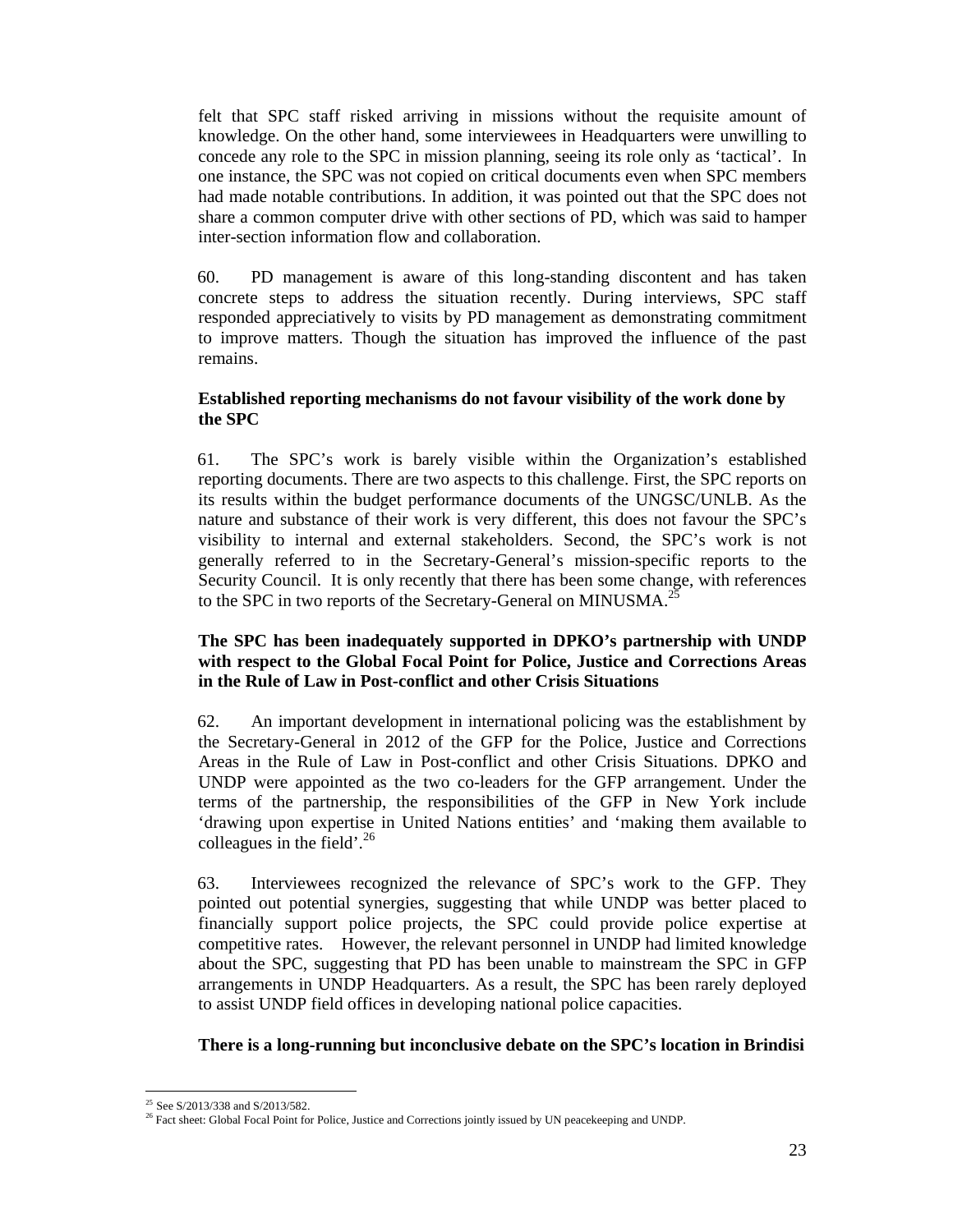felt that SPC staff risked arriving in missions without the requisite amount of knowledge. On the other hand, some interviewees in Headquarters were unwilling to concede any role to the SPC in mission planning, seeing its role only as 'tactical'. In one instance, the SPC was not copied on critical documents even when SPC members had made notable contributions. In addition, it was pointed out that the SPC does not share a common computer drive with other sections of PD, which was said to hamper inter-section information flow and collaboration.

60. PD management is aware of this long-standing discontent and has taken concrete steps to address the situation recently. During interviews, SPC staff responded appreciatively to visits by PD management as demonstrating commitment to improve matters. Though the situation has improved the influence of the past remains.

**Established reporting mechanisms do not favour visibility of the work done by the SPC**

61. The SPC's work is barely visible within the Organization's established reporting documents. There are two aspects to this challenge. First, the SPC reports on its results within the budget performance documents of the UNGSC/UNLB. As the nature and substance of their work is very different, this does not favour the SPC's visibility to internal and external stakeholders. Second, the SPC's work is not generally referred to in the Secretary-General's mission-specific reports to the Security Council. It is only recently that there has been some change, with references to the SPC in two reports of the Secretary-General on MINUSMA.[25]

**The SPC has been inadequately supported in DPKO's partnership with UNDP with respect to the Global Focal Point for Police, Justice and Corrections Areas in the Rule of Law in Post-conflict and other Crisis Situations**

62. An important development in international policing was the establishment by the Secretary-General in 2012 of the GFP for the Police, Justice and Corrections Areas in the Rule of Law in Post-conflict and other Crisis Situations. DPKO and UNDP were appointed as the two co-leaders for the GFP arrangement. Under the terms of the partnership, the responsibilities of the GFP in New York include 'drawing upon expertise in United Nations entities' and 'making them available to colleagues in the field'.[26]

63. Interviewees recognized the relevance of SPC's work to the GFP. They pointed out potential synergies, suggesting that while UNDP was better placed to financially support police projects, the SPC could provide police expertise at competitive rates. However, the relevant personnel in UNDP had limited knowledge about the SPC, suggesting that PD has been unable to mainstream the SPC in GFP arrangements in UNDP Headquarters. As a result, the SPC has been rarely deployed to assist UNDP field offices in developing national police capacities.

**There is a long-running but inconclusive debate on the SPC's location in Brindisi**

---

[25] See S/2013/338 and S/2013/582.

[26] Fact sheet: Global Focal Point for Police, Justice and Corrections jointly issued by UN peacekeeping and UNDP.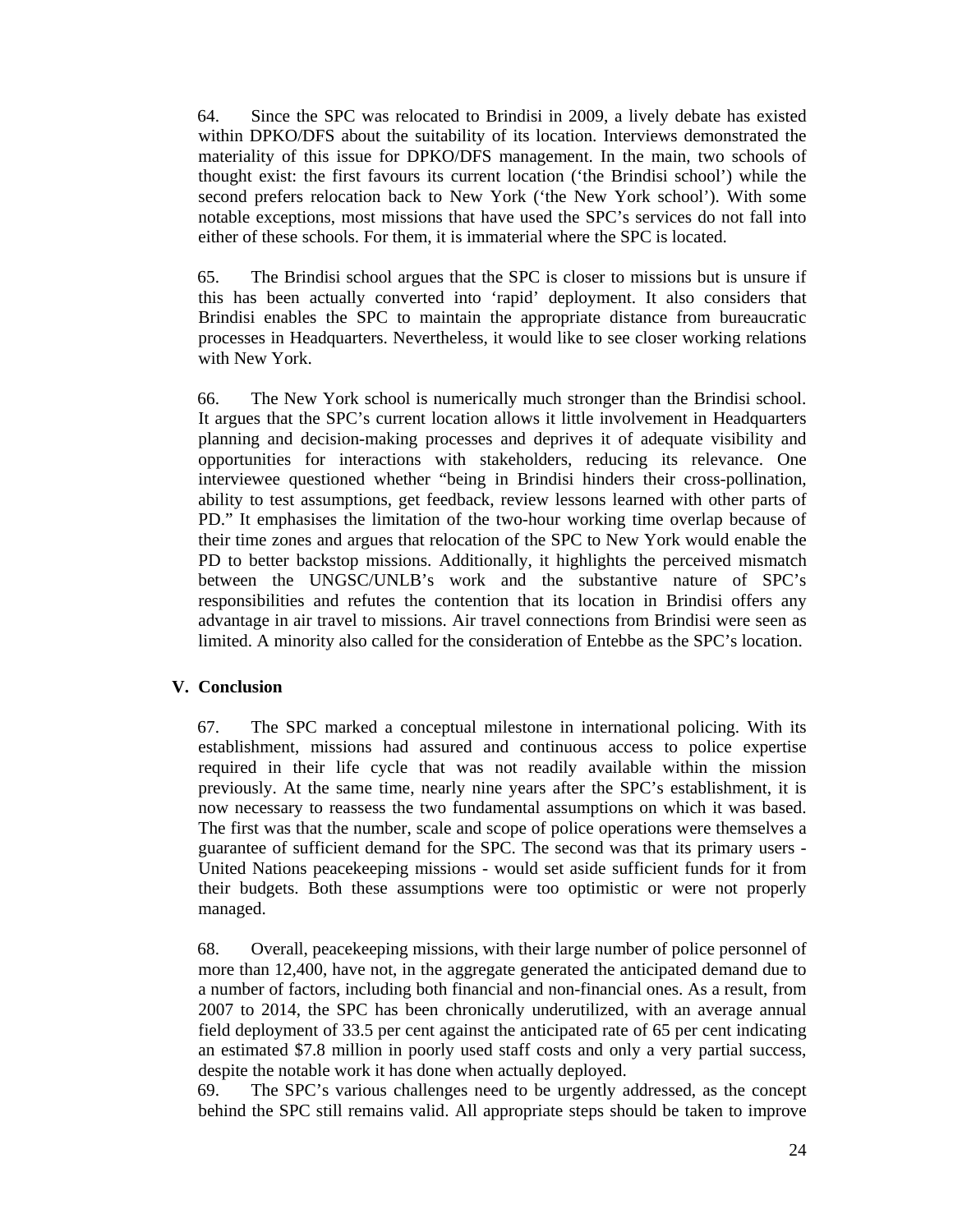64. Since the SPC was relocated to Brindisi in 2009, a lively debate has existed within DPKO/DFS about the suitability of its location. Interviews demonstrated the materiality of this issue for DPKO/DFS management. In the main, two schools of thought exist: the first favours its current location ('the Brindisi school') while the second prefers relocation back to New York ('the New York school'). With some notable exceptions, most missions that have used the SPC's services do not fall into either of these schools. For them, it is immaterial where the SPC is located.

65. The Brindisi school argues that the SPC is closer to missions but is unsure if this has been actually converted into 'rapid' deployment. It also considers that Brindisi enables the SPC to maintain the appropriate distance from bureaucratic processes in Headquarters. Nevertheless, it would like to see closer working relations with New York.

66. The New York school is numerically much stronger than the Brindisi school. It argues that the SPC's current location allows it little involvement in Headquarters planning and decision-making processes and deprives it of adequate visibility and opportunities for interactions with stakeholders, reducing its relevance. One interviewee questioned whether "being in Brindisi hinders their cross-pollination, ability to test assumptions, get feedback, review lessons learned with other parts of PD." It emphasises the limitation of the two-hour working time overlap because of their time zones and argues that relocation of the SPC to New York would enable the PD to better backstop missions. Additionally, it highlights the perceived mismatch between the UNGSC/UNLB's work and the substantive nature of SPC's responsibilities and refutes the contention that its location in Brindisi offers any advantage in air travel to missions. Air travel connections from Brindisi were seen as limited. A minority also called for the consideration of Entebbe as the SPC's location.

## V. Conclusion

67. The SPC marked a conceptual milestone in international policing. With its establishment, missions had assured and continuous access to police expertise required in their life cycle that was not readily available within the mission previously. At the same time, nearly nine years after the SPC's establishment, it is now necessary to reassess the two fundamental assumptions on which it was based. The first was that the number, scale and scope of police operations were themselves a guarantee of sufficient demand for the SPC. The second was that its primary users - United Nations peacekeeping missions - would set aside sufficient funds for it from their budgets. Both these assumptions were too optimistic or were not properly managed.

68. Overall, peacekeeping missions, with their large number of police personnel of more than 12,400, have not, in the aggregate generated the anticipated demand due to a number of factors, including both financial and non-financial ones. As a result, from 2007 to 2014, the SPC has been chronically underutilized, with an average annual field deployment of 33.5 per cent against the anticipated rate of 65 per cent indicating an estimated $7.8 million in poorly used staff costs and only a very partial success, despite the notable work it has done when actually deployed.

69. The SPC's various challenges need to be urgently addressed, as the concept behind the SPC still remains valid. All appropriate steps should be taken to improve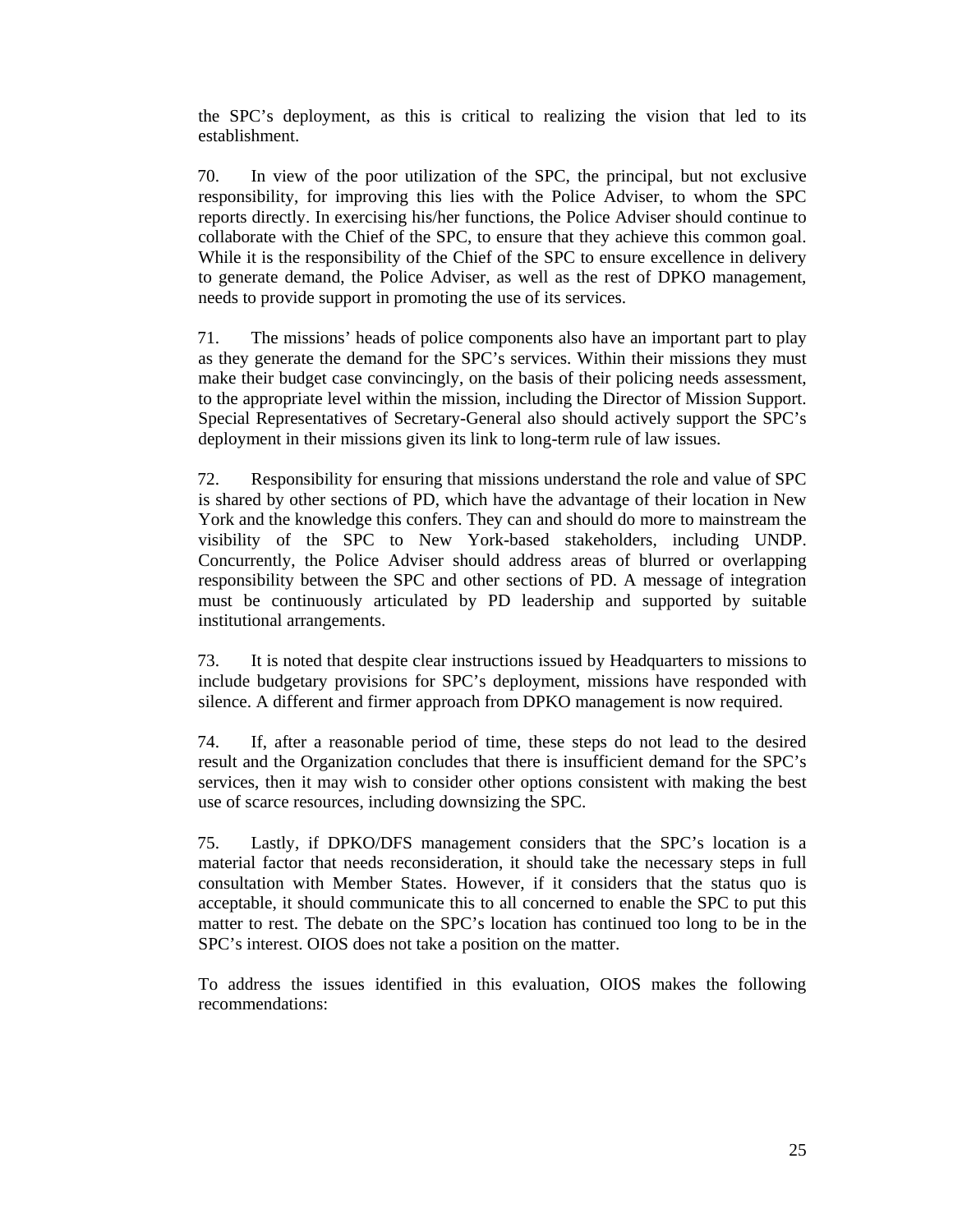the SPC's deployment, as this is critical to realizing the vision that led to its establishment.

70. In view of the poor utilization of the SPC, the principal, but not exclusive responsibility, for improving this lies with the Police Adviser, to whom the SPC reports directly. In exercising his/her functions, the Police Adviser should continue to collaborate with the Chief of the SPC, to ensure that they achieve this common goal. While it is the responsibility of the Chief of the SPC to ensure excellence in delivery to generate demand, the Police Adviser, as well as the rest of DPKO management, needs to provide support in promoting the use of its services.

71. The missions' heads of police components also have an important part to play as they generate the demand for the SPC's services. Within their missions they must make their budget case convincingly, on the basis of their policing needs assessment, to the appropriate level within the mission, including the Director of Mission Support. Special Representatives of Secretary-General also should actively support the SPC's deployment in their missions given its link to long-term rule of law issues.

72. Responsibility for ensuring that missions understand the role and value of SPC is shared by other sections of PD, which have the advantage of their location in New York and the knowledge this confers. They can and should do more to mainstream the visibility of the SPC to New York-based stakeholders, including UNDP. Concurrently, the Police Adviser should address areas of blurred or overlapping responsibility between the SPC and other sections of PD. A message of integration must be continuously articulated by PD leadership and supported by suitable institutional arrangements.

73. It is noted that despite clear instructions issued by Headquarters to missions to include budgetary provisions for SPC's deployment, missions have responded with silence. A different and firmer approach from DPKO management is now required.

74. If, after a reasonable period of time, these steps do not lead to the desired result and the Organization concludes that there is insufficient demand for the SPC's services, then it may wish to consider other options consistent with making the best use of scarce resources, including downsizing the SPC.

75. Lastly, if DPKO/DFS management considers that the SPC's location is a material factor that needs reconsideration, it should take the necessary steps in full consultation with Member States. However, if it considers that the status quo is acceptable, it should communicate this to all concerned to enable the SPC to put this matter to rest. The debate on the SPC's location has continued too long to be in the SPC's interest. OIOS does not take a position on the matter.

To address the issues identified in this evaluation, OIOS makes the following recommendations: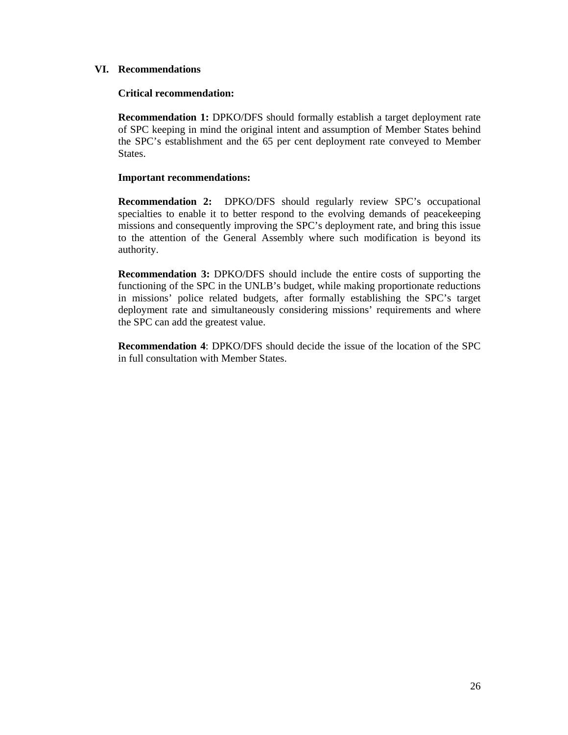## VI. Recommendations

**Critical recommendation:**

**Recommendation 1:** DPKO/DFS should formally establish a target deployment rate of SPC keeping in mind the original intent and assumption of Member States behind the SPC's establishment and the 65 per cent deployment rate conveyed to Member States.

**Important recommendations:**

**Recommendation 2:** DPKO/DFS should regularly review SPC's occupational specialties to enable it to better respond to the evolving demands of peacekeeping missions and consequently improving the SPC's deployment rate, and bring this issue to the attention of the General Assembly where such modification is beyond its authority.

**Recommendation 3:** DPKO/DFS should include the entire costs of supporting the functioning of the SPC in the UNLB's budget, while making proportionate reductions in missions' police related budgets, after formally establishing the SPC's target deployment rate and simultaneously considering missions' requirements and where the SPC can add the greatest value.

**Recommendation 4**: DPKO/DFS should decide the issue of the location of the SPC in full consultation with Member States.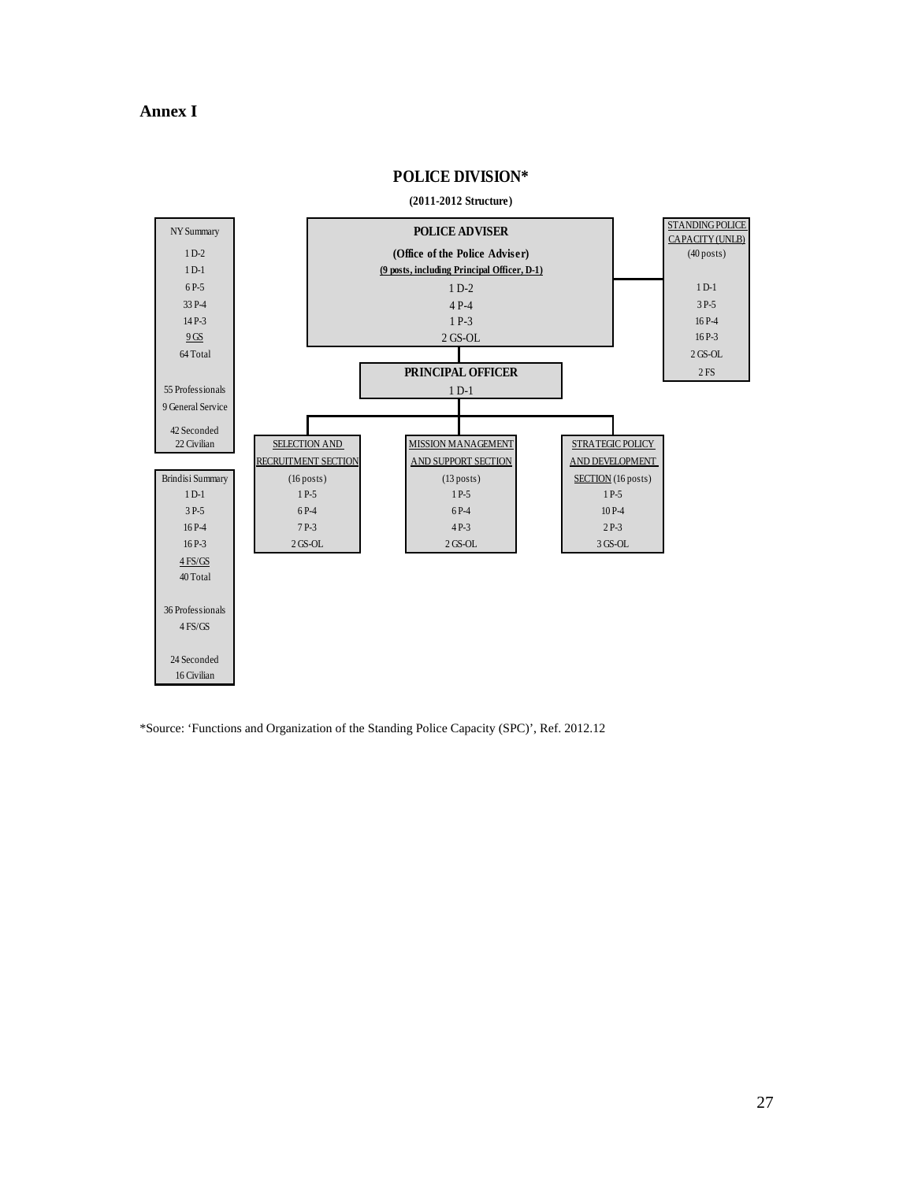**Annex I**

## POLICE DIVISION*

**(2011-2012 Structure)**

**NY Summary**

- 1 D-2
- 1 D-1
- 6 P-5
- 33 P-4
- 14 P-3
- 9 GS
- 64 Total

55 Professionals
9 General Service

42 Seconded
22 Civilian

**Brindisi Summary**

- 1 D-1
- 3 P-5
- 16 P-4
- 16 P-3
- 4 FS/GS
- 40 Total

36 Professionals
4 FS/GS

24 Seconded
16 Civilian

**POLICE ADVISER**

**(Office of the Police Adviser)**

**(9 posts, including Principal Officer, D-1)**

- 1 D-2
- 4 P-4
- 1 P-3
- 2 GS-OL

**STANDING POLICE CAPACITY (UNLB)**

(40 posts)

- 1 D-1
- 3 P-5
- 16 P-4
- 16 P-3
- 2 GS-OL
- 2 FS

**PRINCIPAL OFFICER**

1 D-1

| SELECTION AND RECRUITMENT SECTION | MISSION MANAGEMENT AND SUPPORT SECTION | STRATEGIC POLICY AND DEVELOPMENT SECTION (16 posts) |
|---|---|---|
| (16 posts) | (13 posts) | |
| 1 P-5 | 1 P-5 | 1 P-5 |
| 6 P-4 | 6 P-4 | 10 P-4 |
| 7 P-3 | 4 P-3 | 2 P-3 |
| 2 GS-OL | 2 GS-OL | 3 GS-OL |

*Source: 'Functions and Organization of the Standing Police Capacity (SPC)', Ref. 2012.12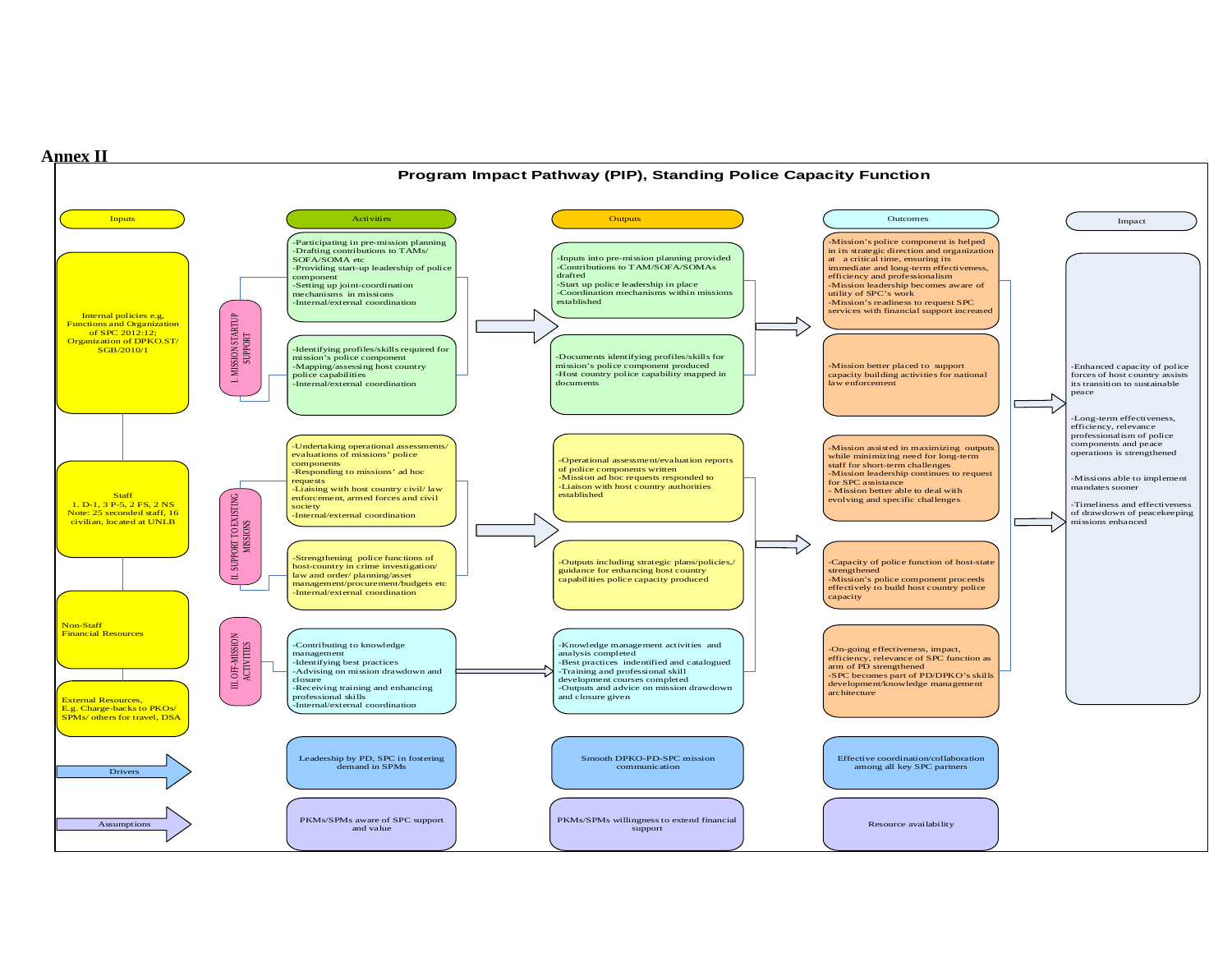**Annex II**

## Program Impact Pathway (PIP), Standing Police Capacity Function

### Inputs

- Internal policies e.g, Functions and Organization of SPC 2012:12; Organization of DPKO.ST/SGB/2010/1
- Staff
  1. D-1, 3 P-5, 2 FS, 2 NS
  Note: 25 seconded staff, 16 civilian, located at UNLB
- Non-Staff Financial Resources
- External Resources, E.g. Charge-backs to PKOs/SPMs/ others for travel, DSA

### I. MISSION STARTUP SUPPORT

| Activities | Outputs | Outcomes |
|---|---|---|
| -Participating in pre-mission planning<br>-Drafting contributions to TAMs/ SOFA/SOMA etc<br>-Providing start-up leadership of police component<br>-Setting up joint-coordination mechanisms in missions<br>-Internal/external coordination | -Inputs into pre-mission planning provided<br>-Contributions to TAM/SOFA/SOMAs drafted<br>-Start up police leadership in place<br>-Coordination mechanisms within missions established | -Mission's police component is helped in its strategic direction and organization at a critical time, ensuring its immediate and long-term effectiveness, efficiency and professionalism<br>-Mission leadership becomes aware of utility of SPC's work<br>-Mission's readiness to request SPC services with financial support increased |
| -Identifying profiles/skills required for mission's police component<br>-Mapping/assessing host country police capabilities<br>-Internal/external coordination | -Documents identifying profiles/skills for mission's police component produced<br>-Host country police capability mapped in documents | -Mission better placed to support capacity building activities for national law enforcement |

### II. SUPPORT TO EXISTING MISSIONS

| Activities | Outputs | Outcomes |
|---|---|---|
| -Undertaking operational assessments/ evaluations of missions' police components<br>-Responding to missions' ad hoc requests<br>-Liaising with host country civil/ law enforcement, armed forces and civil society<br>-Internal/external coordination | -Operational assessment/evaluation reports of police components written<br>-Mission ad hoc requests responded to<br>-Liaison with host country authorities established | -Mission assisted in maximizing outputs while minimizing need for long-term staff for short-term challenges<br>-Mission leadership continues to request for SPC assistance<br>- Mission better able to deal with evolving and specific challenges |
| -Strengthening police functions of host-country in crime investigation/ law and order/ planning/asset management/procurement/budgets etc<br>-Internal/external coordination | -Outputs including strategic plans/policies,/ guidance for enhancing host country capabilities police capacity produced | -Capacity of police function of host-state strengthened<br>-Mission's police component proceeds effectively to build host country police capacity |

### III. OFF-MISSION ACTIVITIES

| Activities | Outputs | Outcomes |
|---|---|---|
| -Contributing to knowledge management<br>-Identifying best practices<br>-Advising on mission drawdown and closure<br>-Receiving training and enhancing professional skills<br>-Internal/external coordination | -Knowledge management activities and analysis completed<br>-Best practices indentified and catalogued<br>-Training and professional skill development courses completed<br>-Outputs and advice on mission drawdown and closure given | -On-going effectiveness, impact, efficiency, relevance of SPC function as arm of PD strengthened<br>-SPC becomes part of PD/DPKO's skills development/knowledge management architecture |

### Impact

- Enhanced capacity of police forces of host country assists its transition to sustainable peace
- Long-term effectiveness, efficiency, relevance professionalism of police components and peace operations is strengthened
- Missions able to implement mandates sooner
- Timeliness and effectiveness of drawdown of peacekeeping missions enhanced

### Drivers and Assumptions

| | Activities | Outputs | Outcomes |
|---|---|---|---|
| Drivers | Leadership by PD, SPC in fostering demand in SPMs | Smooth DPKO-PD-SPC mission communication | Effective coordination/collaboration among all key SPC partners |
| Assumptions | PKMs/SPMs aware of SPC support and value | PKMs/SPMs willingness to extend financial support | Resource availability |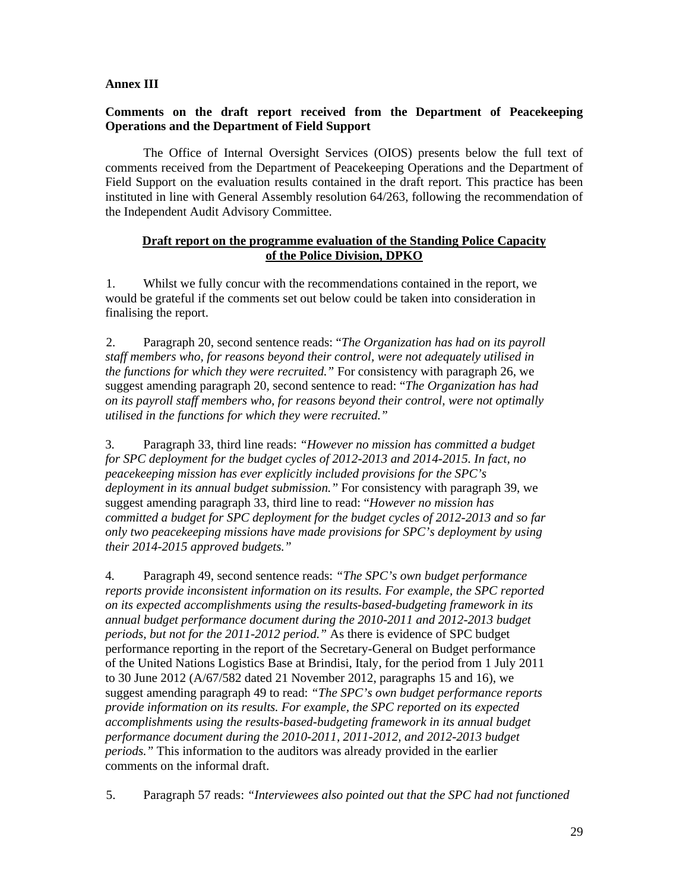**Annex III**

**Comments on the draft report received from the Department of Peacekeeping Operations and the Department of Field Support**

The Office of Internal Oversight Services (OIOS) presents below the full text of comments received from the Department of Peacekeeping Operations and the Department of Field Support on the evaluation results contained in the draft report. This practice has been instituted in line with General Assembly resolution 64/263, following the recommendation of the Independent Audit Advisory Committee.

**Draft report on the programme evaluation of the Standing Police Capacity of the Police Division, DPKO**

1. Whilst we fully concur with the recommendations contained in the report, we would be grateful if the comments set out below could be taken into consideration in finalising the report.

2. Paragraph 20, second sentence reads: "*The Organization has had on its payroll staff members who, for reasons beyond their control, were not adequately utilised in the functions for which they were recruited.*" For consistency with paragraph 26, we suggest amending paragraph 20, second sentence to read: "*The Organization has had on its payroll staff members who, for reasons beyond their control, were not optimally utilised in the functions for which they were recruited.*"

3. Paragraph 33, third line reads: *"However no mission has committed a budget for SPC deployment for the budget cycles of 2012-2013 and 2014-2015. In fact, no peacekeeping mission has ever explicitly included provisions for the SPC's deployment in its annual budget submission."* For consistency with paragraph 39, we suggest amending paragraph 33, third line to read: "*However no mission has committed a budget for SPC deployment for the budget cycles of 2012-2013 and so far only two peacekeeping missions have made provisions for SPC's deployment by using their 2014-2015 approved budgets."*

4. Paragraph 49, second sentence reads: *"The SPC's own budget performance reports provide inconsistent information on its results. For example, the SPC reported on its expected accomplishments using the results-based-budgeting framework in its annual budget performance document during the 2010-2011 and 2012-2013 budget periods, but not for the 2011-2012 period."* As there is evidence of SPC budget performance reporting in the report of the Secretary-General on Budget performance of the United Nations Logistics Base at Brindisi, Italy, for the period from 1 July 2011 to 30 June 2012 (A/67/582 dated 21 November 2012, paragraphs 15 and 16), we suggest amending paragraph 49 to read: *"The SPC's own budget performance reports provide information on its results. For example, the SPC reported on its expected accomplishments using the results-based-budgeting framework in its annual budget performance document during the 2010-2011, 2011-2012, and 2012-2013 budget periods."* This information to the auditors was already provided in the earlier comments on the informal draft.

5. Paragraph 57 reads: *"Interviewees also pointed out that the SPC had not functioned*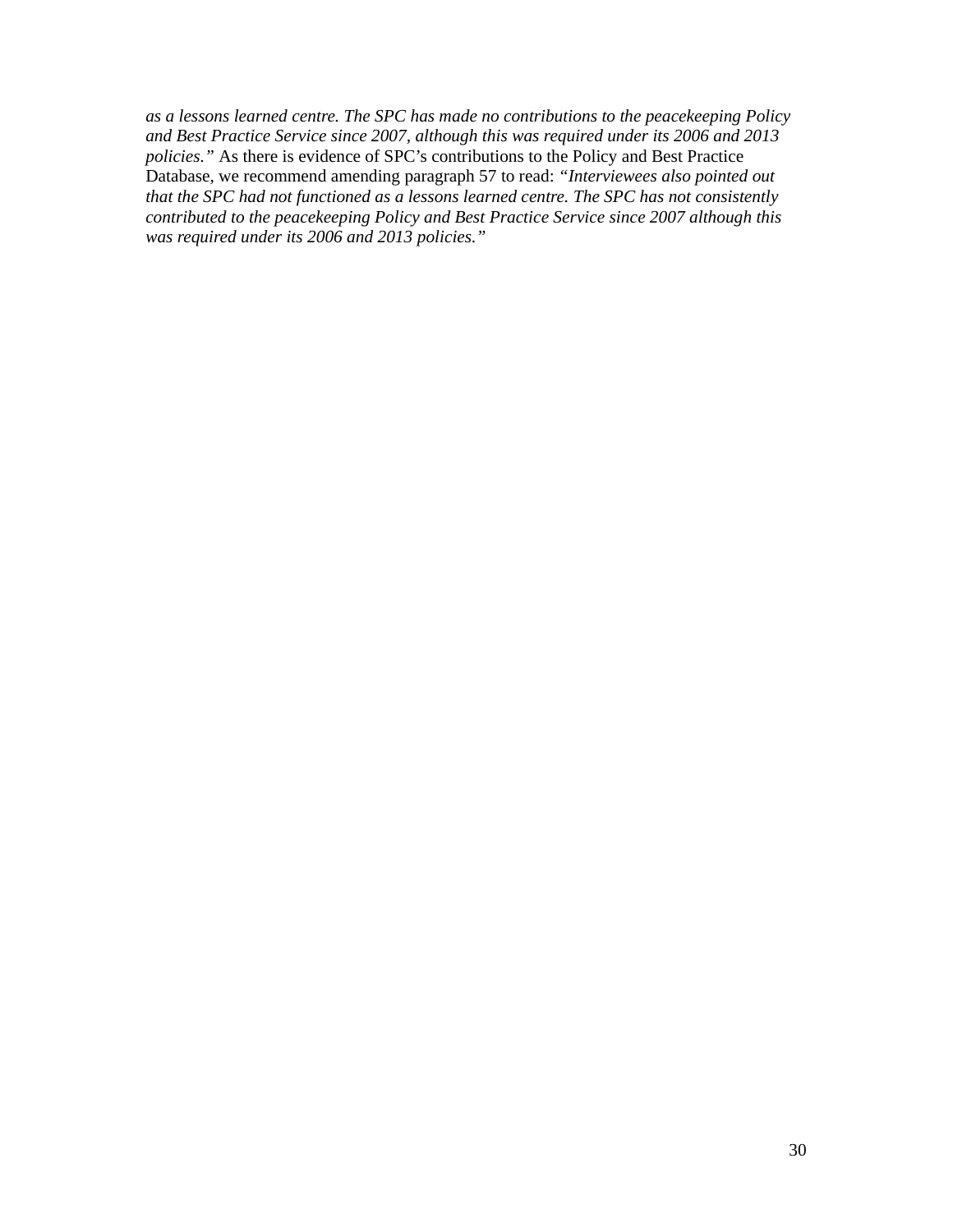*as a lessons learned centre. The SPC has made no contributions to the peacekeeping Policy and Best Practice Service since 2007, although this was required under its 2006 and 2013 policies."* As there is evidence of SPC's contributions to the Policy and Best Practice Database, we recommend amending paragraph 57 to read: *"Interviewees also pointed out that the SPC had not functioned as a lessons learned centre. The SPC has not consistently contributed to the peacekeeping Policy and Best Practice Service since 2007 although this was required under its 2006 and 2013 policies."*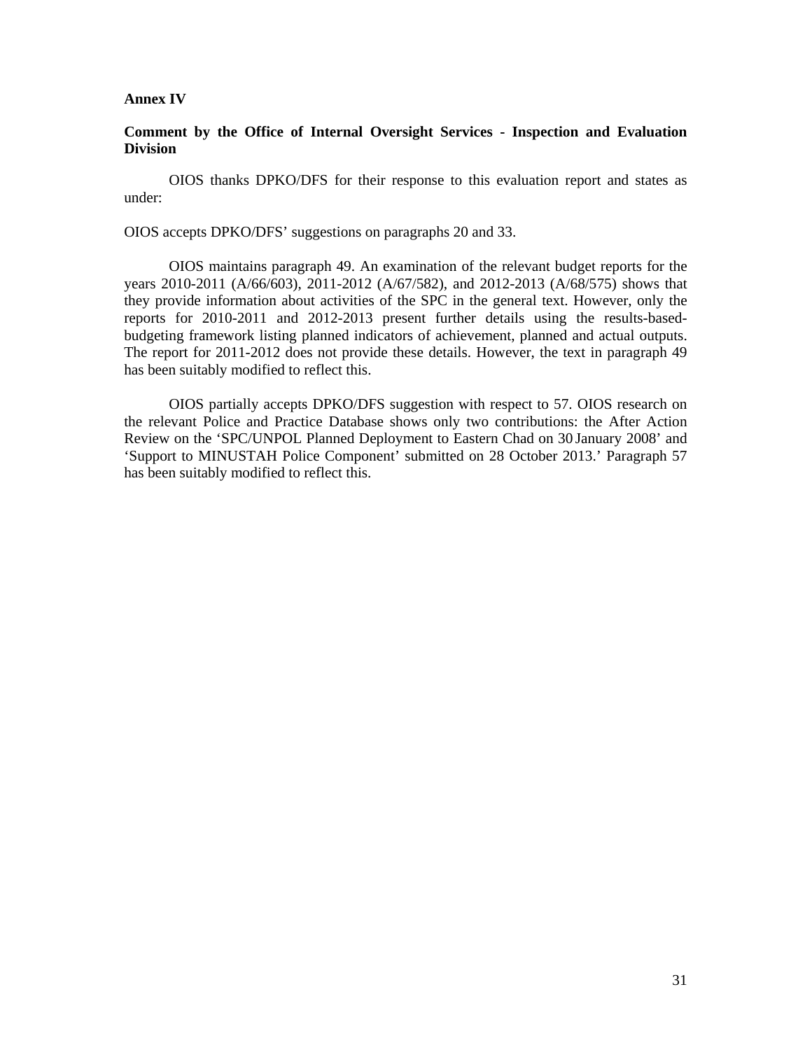**Annex IV**

**Comment by the Office of Internal Oversight Services - Inspection and Evaluation Division**

OIOS thanks DPKO/DFS for their response to this evaluation report and states as under:

OIOS accepts DPKO/DFS' suggestions on paragraphs 20 and 33.

OIOS maintains paragraph 49. An examination of the relevant budget reports for the years 2010-2011 (A/66/603), 2011-2012 (A/67/582), and 2012-2013 (A/68/575) shows that they provide information about activities of the SPC in the general text. However, only the reports for 2010-2011 and 2012-2013 present further details using the results-based-budgeting framework listing planned indicators of achievement, planned and actual outputs. The report for 2011-2012 does not provide these details. However, the text in paragraph 49 has been suitably modified to reflect this.

OIOS partially accepts DPKO/DFS suggestion with respect to 57. OIOS research on the relevant Police and Practice Database shows only two contributions: the After Action Review on the 'SPC/UNPOL Planned Deployment to Eastern Chad on 30 January 2008' and 'Support to MINUSTAH Police Component' submitted on 28 October 2013.' Paragraph 57 has been suitably modified to reflect this.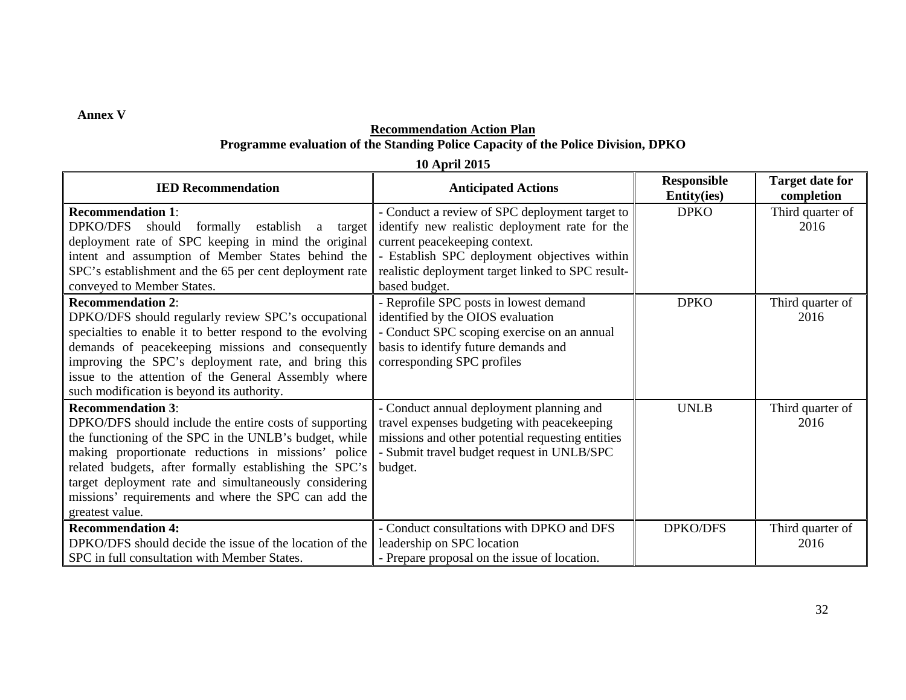**Annex V**

**Recommendation Action Plan**

**Programme evaluation of the Standing Police Capacity of the Police Division, DPKO**

**10 April 2015**

| IED Recommendation | Anticipated Actions | Responsible Entity(ies) | Target date for completion |
|---|---|---|---|
| **Recommendation 1**: DPKO/DFS should formally establish a target deployment rate of SPC keeping in mind the original intent and assumption of Member States behind the SPC's establishment and the 65 per cent deployment rate conveyed to Member States. | - Conduct a review of SPC deployment target to identify new realistic deployment rate for the current peacekeeping context. - Establish SPC deployment objectives within realistic deployment target linked to SPC result-based budget. | DPKO | Third quarter of 2016 |
| **Recommendation 2**: DPKO/DFS should regularly review SPC's occupational specialties to enable it to better respond to the evolving demands of peacekeeping missions and consequently improving the SPC's deployment rate, and bring this issue to the attention of the General Assembly where such modification is beyond its authority. | - Reprofile SPC posts in lowest demand identified by the OIOS evaluation - Conduct SPC scoping exercise on an annual basis to identify future demands and corresponding SPC profiles | DPKO | Third quarter of 2016 |
| **Recommendation 3**: DPKO/DFS should include the entire costs of supporting the functioning of the SPC in the UNLB's budget, while making proportionate reductions in missions' police related budgets, after formally establishing the SPC's target deployment rate and simultaneously considering missions' requirements and where the SPC can add the greatest value. | - Conduct annual deployment planning and travel expenses budgeting with peacekeeping missions and other potential requesting entities - Submit travel budget request in UNLB/SPC budget. | UNLB | Third quarter of 2016 |
| **Recommendation 4:** DPKO/DFS should decide the issue of the location of the SPC in full consultation with Member States. | - Conduct consultations with DPKO and DFS leadership on SPC location - Prepare proposal on the issue of location. | DPKO/DFS | Third quarter of 2016 |